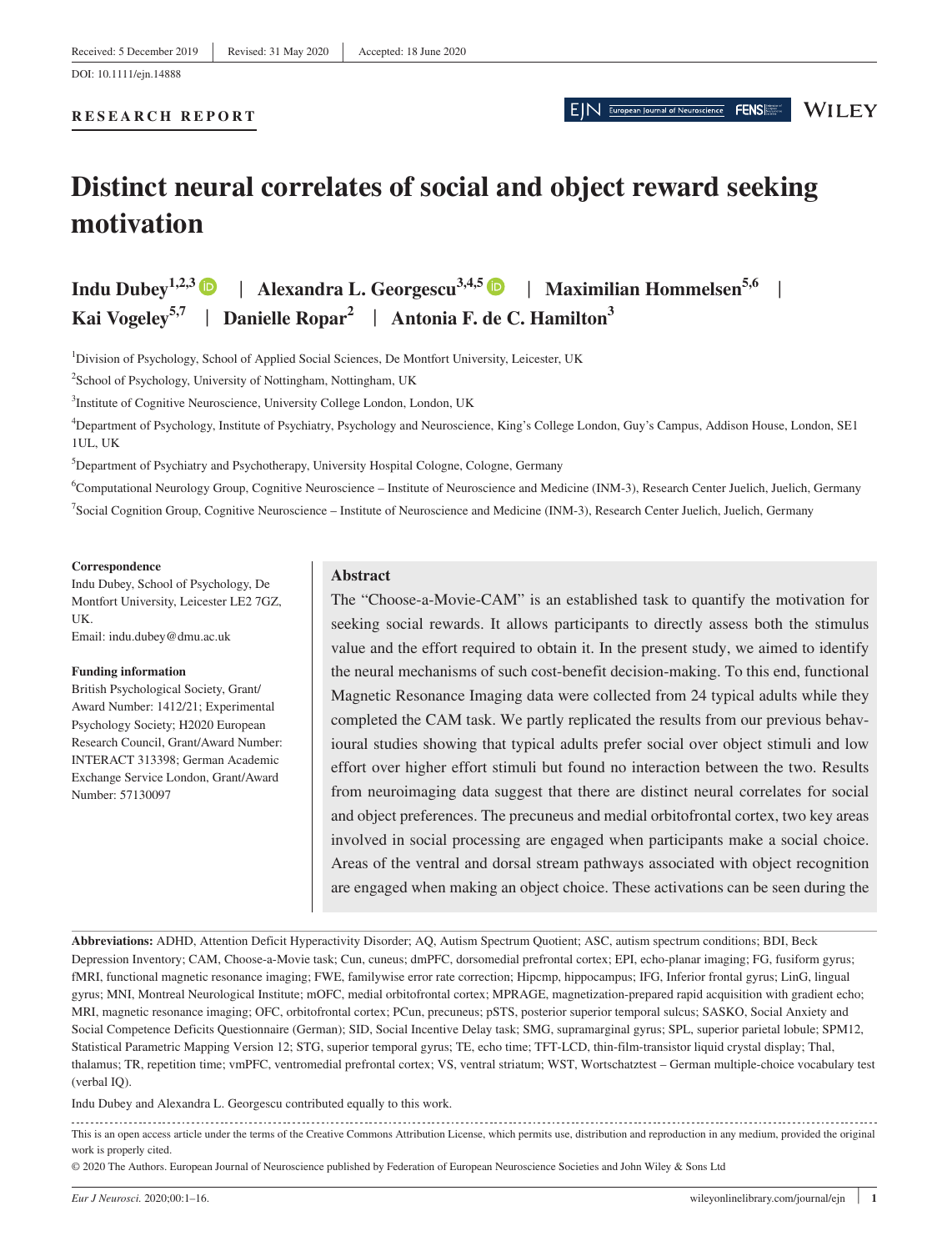Received: 5 December 2019 | Revised: 31 May 2020 | Accepted: 18 June 2020

DOI: 10.1111/ejn.14888

**RESEARCH REPORT**

# Distinct neural correlates of social and object reward seeking motivation

**Indu Dubey**[1,2,3] | **Alexandra L. Georgescu**[3,4,5] | **Maximilian Hommelsen**[5,6] | **Kai Vogeley**[5,7] | **Danielle Ropar**[2] | **Antonia F. de C. Hamilton**[3]

[1]Division of Psychology, School of Applied Social Sciences, De Montfort University, Leicester, UK

[2]School of Psychology, University of Nottingham, Nottingham, UK

[3]Institute of Cognitive Neuroscience, University College London, London, UK

[4]Department of Psychology, Institute of Psychiatry, Psychology and Neuroscience, King's College London, Guy's Campus, Addison House, London, SE1 1UL, UK

[5]Department of Psychiatry and Psychotherapy, University Hospital Cologne, Cologne, Germany

[6]Computational Neurology Group, Cognitive Neuroscience – Institute of Neuroscience and Medicine (INM-3), Research Center Juelich, Juelich, Germany

[7]Social Cognition Group, Cognitive Neuroscience – Institute of Neuroscience and Medicine (INM-3), Research Center Juelich, Juelich, Germany

**Correspondence**
Indu Dubey, School of Psychology, De Montfort University, Leicester LE2 7GZ, UK.
Email: indu.dubey@dmu.ac.uk

**Funding information**
British Psychological Society, Grant/Award Number: 1412/21; Experimental Psychology Society; H2020 European Research Council, Grant/Award Number: INTERACT 313398; German Academic Exchange Service London, Grant/Award Number: 57130097

## Abstract

The "Choose-a-Movie-CAM" is an established task to quantify the motivation for seeking social rewards. It allows participants to directly assess both the stimulus value and the effort required to obtain it. In the present study, we aimed to identify the neural mechanisms of such cost-benefit decision-making. To this end, functional Magnetic Resonance Imaging data were collected from 24 typical adults while they completed the CAM task. We partly replicated the results from our previous behavioural studies showing that typical adults prefer social over object stimuli and low effort over higher effort stimuli but found no interaction between the two. Results from neuroimaging data suggest that there are distinct neural correlates for social and object preferences. The precuneus and medial orbitofrontal cortex, two key areas involved in social processing are engaged when participants make a social choice. Areas of the ventral and dorsal stream pathways associated with object recognition are engaged when making an object choice. These activations can be seen during the

**Abbreviations:** ADHD, Attention Deficit Hyperactivity Disorder; AQ, Autism Spectrum Quotient; ASC, autism spectrum conditions; BDI, Beck Depression Inventory; CAM, Choose-a-Movie task; Cun, cuneus; dmPFC, dorsomedial prefrontal cortex; EPI, echo-planar imaging; FG, fusiform gyrus; fMRI, functional magnetic resonance imaging; FWE, familywise error rate correction; Hipcmp, hippocampus; IFG, Inferior frontal gyrus; LinG, lingual gyrus; MNI, Montreal Neurological Institute; mOFC, medial orbitofrontal cortex; MPRAGE, magnetization-prepared rapid acquisition with gradient echo; MRI, magnetic resonance imaging; OFC, orbitofrontal cortex; PCun, precuneus; pSTS, posterior superior temporal sulcus; SASKO, Social Anxiety and Social Competence Deficits Questionnaire (German); SID, Social Incentive Delay task; SMG, supramarginal gyrus; SPL, superior parietal lobule; SPM12, Statistical Parametric Mapping Version 12; STG, superior temporal gyrus; TE, echo time; TFT-LCD, thin-film-transistor liquid crystal display; Thal, thalamus; TR, repetition time; vmPFC, ventromedial prefrontal cortex; VS, ventral striatum; WST, Wortschatztest – German multiple-choice vocabulary test (verbal IQ).

Indu Dubey and Alexandra L. Georgescu contributed equally to this work.

This is an open access article under the terms of the Creative Commons Attribution License, which permits use, distribution and reproduction in any medium, provided the original work is properly cited.

© 2020 The Authors. European Journal of Neuroscience published by Federation of European Neuroscience Societies and John Wiley & Sons Ltd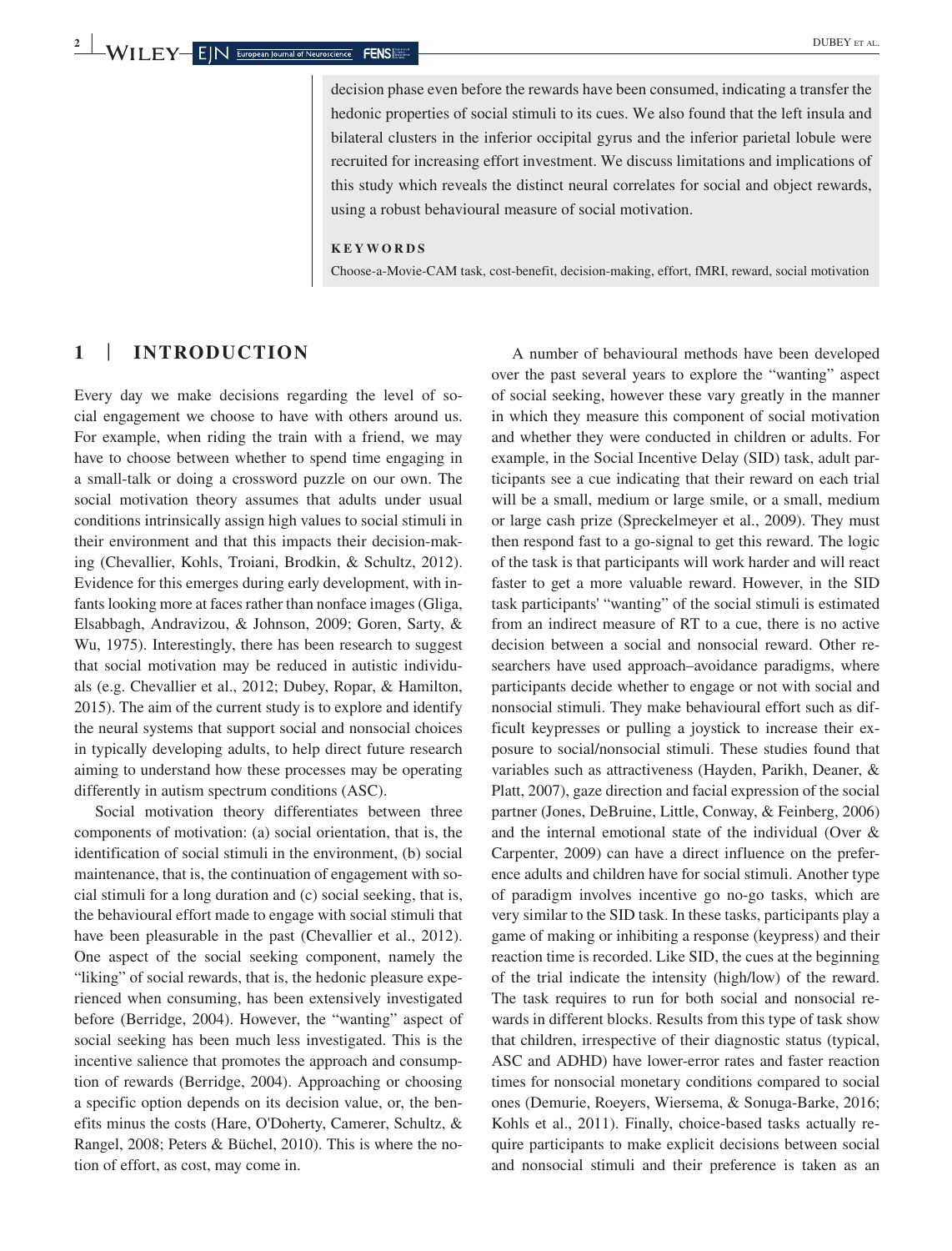decision phase even before the rewards have been consumed, indicating a transfer the hedonic properties of social stimuli to its cues. We also found that the left insula and bilateral clusters in the inferior occipital gyrus and the inferior parietal lobule were recruited for increasing effort investment. We discuss limitations and implications of this study which reveals the distinct neural correlates for social and object rewards, using a robust behavioural measure of social motivation.

**KEYWORDS**

Choose-a-Movie-CAM task, cost-benefit, decision-making, effort, fMRI, reward, social motivation

## 1 | INTRODUCTION

Every day we make decisions regarding the level of social engagement we choose to have with others around us. For example, when riding the train with a friend, we may have to choose between whether to spend time engaging in a small-talk or doing a crossword puzzle on our own. The social motivation theory assumes that adults under usual conditions intrinsically assign high values to social stimuli in their environment and that this impacts their decision-making (Chevallier, Kohls, Troiani, Brodkin, & Schultz, 2012). Evidence for this emerges during early development, with infants looking more at faces rather than nonface images (Gliga, Elsabbagh, Andravizou, & Johnson, 2009; Goren, Sarty, & Wu, 1975). Interestingly, there has been research to suggest that social motivation may be reduced in autistic individuals (e.g. Chevallier et al., 2012; Dubey, Ropar, & Hamilton, 2015). The aim of the current study is to explore and identify the neural systems that support social and nonsocial choices in typically developing adults, to help direct future research aiming to understand how these processes may be operating differently in autism spectrum conditions (ASC).

Social motivation theory differentiates between three components of motivation: (a) social orientation, that is, the identification of social stimuli in the environment, (b) social maintenance, that is, the continuation of engagement with social stimuli for a long duration and (c) social seeking, that is, the behavioural effort made to engage with social stimuli that have been pleasurable in the past (Chevallier et al., 2012). One aspect of the social seeking component, namely the "liking" of social rewards, that is, the hedonic pleasure experienced when consuming, has been extensively investigated before (Berridge, 2004). However, the "wanting" aspect of social seeking has been much less investigated. This is the incentive salience that promotes the approach and consumption of rewards (Berridge, 2004). Approaching or choosing a specific option depends on its decision value, or, the benefits minus the costs (Hare, O'Doherty, Camerer, Schultz, & Rangel, 2008; Peters & Büchel, 2010). This is where the notion of effort, as cost, may come in.

A number of behavioural methods have been developed over the past several years to explore the "wanting" aspect of social seeking, however these vary greatly in the manner in which they measure this component of social motivation and whether they were conducted in children or adults. For example, in the Social Incentive Delay (SID) task, adult participants see a cue indicating that their reward on each trial will be a small, medium or large smile, or a small, medium or large cash prize (Spreckelmeyer et al., 2009). They must then respond fast to a go-signal to get this reward. The logic of the task is that participants will work harder and will react faster to get a more valuable reward. However, in the SID task participants' "wanting" of the social stimuli is estimated from an indirect measure of RT to a cue, there is no active decision between a social and nonsocial reward. Other researchers have used approach–avoidance paradigms, where participants decide whether to engage or not with social and nonsocial stimuli. They make behavioural effort such as difficult keypresses or pulling a joystick to increase their exposure to social/nonsocial stimuli. These studies found that variables such as attractiveness (Hayden, Parikh, Deaner, & Platt, 2007), gaze direction and facial expression of the social partner (Jones, DeBruine, Little, Conway, & Feinberg, 2006) and the internal emotional state of the individual (Over & Carpenter, 2009) can have a direct influence on the preference adults and children have for social stimuli. Another type of paradigm involves incentive go no-go tasks, which are very similar to the SID task. In these tasks, participants play a game of making or inhibiting a response (keypress) and their reaction time is recorded. Like SID, the cues at the beginning of the trial indicate the intensity (high/low) of the reward. The task requires to run for both social and nonsocial rewards in different blocks. Results from this type of task show that children, irrespective of their diagnostic status (typical, ASC and ADHD) have lower-error rates and faster reaction times for nonsocial monetary conditions compared to social ones (Demurie, Roeyers, Wiersema, & Sonuga-Barke, 2016; Kohls et al., 2011). Finally, choice-based tasks actually require participants to make explicit decisions between social and nonsocial stimuli and their preference is taken as an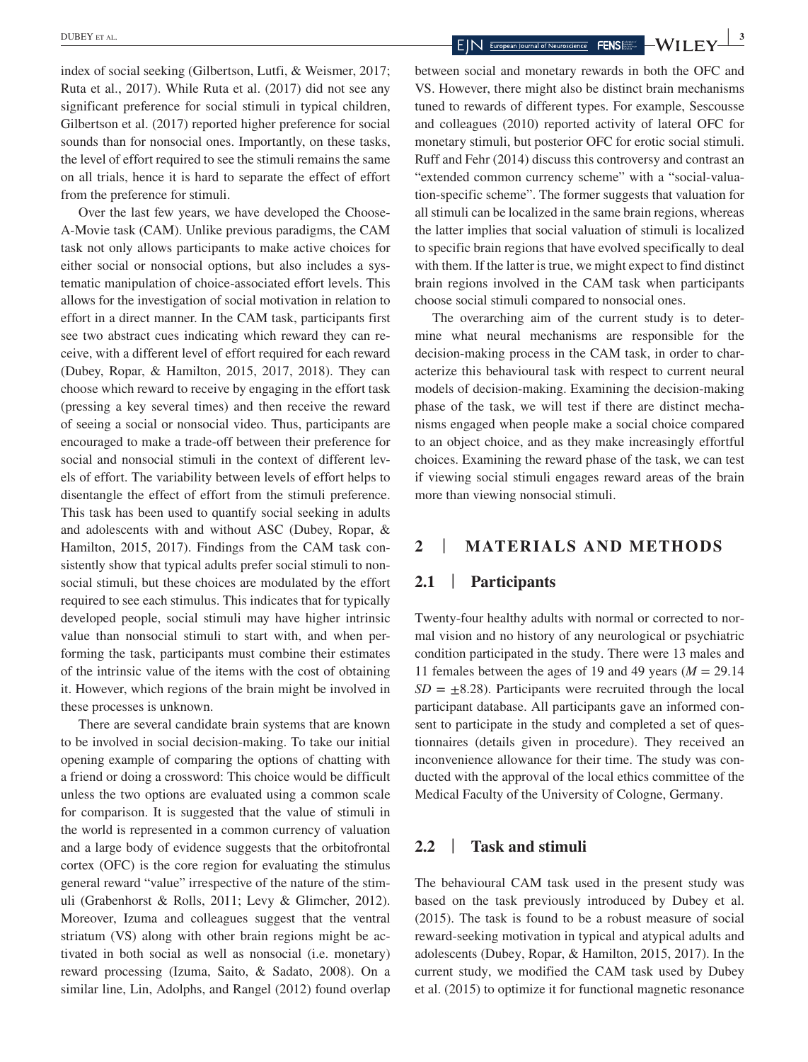index of social seeking (Gilbertson, Lutfi, & Weismer, 2017; Ruta et al., 2017). While Ruta et al. (2017) did not see any significant preference for social stimuli in typical children, Gilbertson et al. (2017) reported higher preference for social sounds than for nonsocial ones. Importantly, on these tasks, the level of effort required to see the stimuli remains the same on all trials, hence it is hard to separate the effect of effort from the preference for stimuli.

Over the last few years, we have developed the Choose-A-Movie task (CAM). Unlike previous paradigms, the CAM task not only allows participants to make active choices for either social or nonsocial options, but also includes a systematic manipulation of choice-associated effort levels. This allows for the investigation of social motivation in relation to effort in a direct manner. In the CAM task, participants first see two abstract cues indicating which reward they can receive, with a different level of effort required for each reward (Dubey, Ropar, & Hamilton, 2015, 2017, 2018). They can choose which reward to receive by engaging in the effort task (pressing a key several times) and then receive the reward of seeing a social or nonsocial video. Thus, participants are encouraged to make a trade-off between their preference for social and nonsocial stimuli in the context of different levels of effort. The variability between levels of effort helps to disentangle the effect of effort from the stimuli preference. This task has been used to quantify social seeking in adults and adolescents with and without ASC (Dubey, Ropar, & Hamilton, 2015, 2017). Findings from the CAM task consistently show that typical adults prefer social stimuli to nonsocial stimuli, but these choices are modulated by the effort required to see each stimulus. This indicates that for typically developed people, social stimuli may have higher intrinsic value than nonsocial stimuli to start with, and when performing the task, participants must combine their estimates of the intrinsic value of the items with the cost of obtaining it. However, which regions of the brain might be involved in these processes is unknown.

There are several candidate brain systems that are known to be involved in social decision-making. To take our initial opening example of comparing the options of chatting with a friend or doing a crossword: This choice would be difficult unless the two options are evaluated using a common scale for comparison. It is suggested that the value of stimuli in the world is represented in a common currency of valuation and a large body of evidence suggests that the orbitofrontal cortex (OFC) is the core region for evaluating the stimulus general reward "value" irrespective of the nature of the stimuli (Grabenhorst & Rolls, 2011; Levy & Glimcher, 2012). Moreover, Izuma and colleagues suggest that the ventral striatum (VS) along with other brain regions might be activated in both social as well as nonsocial (i.e. monetary) reward processing (Izuma, Saito, & Sadato, 2008). On a similar line, Lin, Adolphs, and Rangel (2012) found overlap between social and monetary rewards in both the OFC and VS. However, there might also be distinct brain mechanisms tuned to rewards of different types. For example, Sescousse and colleagues (2010) reported activity of lateral OFC for monetary stimuli, but posterior OFC for erotic social stimuli. Ruff and Fehr (2014) discuss this controversy and contrast an "extended common currency scheme" with a "social-valuation-specific scheme". The former suggests that valuation for all stimuli can be localized in the same brain regions, whereas the latter implies that social valuation of stimuli is localized to specific brain regions that have evolved specifically to deal with them. If the latter is true, we might expect to find distinct brain regions involved in the CAM task when participants choose social stimuli compared to nonsocial ones.

The overarching aim of the current study is to determine what neural mechanisms are responsible for the decision-making process in the CAM task, in order to characterize this behavioural task with respect to current neural models of decision-making. Examining the decision-making phase of the task, we will test if there are distinct mechanisms engaged when people make a social choice compared to an object choice, and as they make increasingly effortful choices. Examining the reward phase of the task, we can test if viewing social stimuli engages reward areas of the brain more than viewing nonsocial stimuli.

# 2 | MATERIALS AND METHODS

## 2.1 | Participants

Twenty-four healthy adults with normal or corrected to normal vision and no history of any neurological or psychiatric condition participated in the study. There were 13 males and 11 females between the ages of 19 and 49 years ($M = 29.14$ $SD = \pm 8.28$). Participants were recruited through the local participant database. All participants gave an informed consent to participate in the study and completed a set of questionnaires (details given in procedure). They received an inconvenience allowance for their time. The study was conducted with the approval of the local ethics committee of the Medical Faculty of the University of Cologne, Germany.

## 2.2 | Task and stimuli

The behavioural CAM task used in the present study was based on the task previously introduced by Dubey et al. (2015). The task is found to be a robust measure of social reward-seeking motivation in typical and atypical adults and adolescents (Dubey, Ropar, & Hamilton, 2015, 2017). In the current study, we modified the CAM task used by Dubey et al. (2015) to optimize it for functional magnetic resonance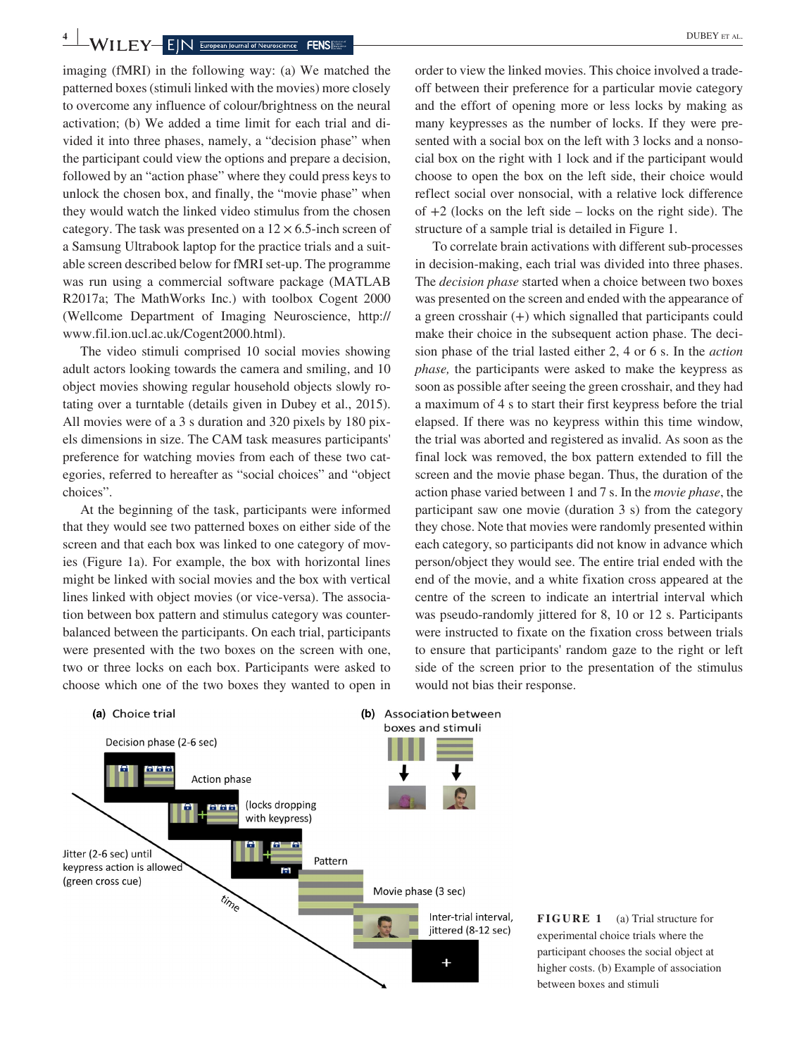imaging (fMRI) in the following way: (a) We matched the patterned boxes (stimuli linked with the movies) more closely to overcome any influence of colour/brightness on the neural activation; (b) We added a time limit for each trial and divided it into three phases, namely, a "decision phase" when the participant could view the options and prepare a decision, followed by an "action phase" where they could press keys to unlock the chosen box, and finally, the "movie phase" when they would watch the linked video stimulus from the chosen category. The task was presented on a 12 × 6.5-inch screen of a Samsung Ultrabook laptop for the practice trials and a suitable screen described below for fMRI set-up. The programme was run using a commercial software package (MATLAB R2017a; The MathWorks Inc.) with toolbox Cogent 2000 (Wellcome Department of Imaging Neuroscience, http://www.fil.ion.ucl.ac.uk/Cogent2000.html).

The video stimuli comprised 10 social movies showing adult actors looking towards the camera and smiling, and 10 object movies showing regular household objects slowly rotating over a turntable (details given in Dubey et al., 2015). All movies were of a 3 s duration and 320 pixels by 180 pixels dimensions in size. The CAM task measures participants' preference for watching movies from each of these two categories, referred to hereafter as "social choices" and "object choices".

At the beginning of the task, participants were informed that they would see two patterned boxes on either side of the screen and that each box was linked to one category of movies (Figure 1a). For example, the box with horizontal lines might be linked with social movies and the box with vertical lines linked with object movies (or vice-versa). The association between box pattern and stimulus category was counterbalanced between the participants. On each trial, participants were presented with the two boxes on the screen with one, two or three locks on each box. Participants were asked to choose which one of the two boxes they wanted to open in order to view the linked movies. This choice involved a trade-off between their preference for a particular movie category and the effort of opening more or less locks by making as many keypresses as the number of locks. If they were presented with a social box on the left with 3 locks and a nonsocial box on the right with 1 lock and if the participant would choose to open the box on the left side, their choice would reflect social over nonsocial, with a relative lock difference of +2 (locks on the left side – locks on the right side). The structure of a sample trial is detailed in Figure 1.

To correlate brain activations with different sub-processes in decision-making, each trial was divided into three phases. The *decision phase* started when a choice between two boxes was presented on the screen and ended with the appearance of a green crosshair (+) which signalled that participants could make their choice in the subsequent action phase. The decision phase of the trial lasted either 2, 4 or 6 s. In the *action phase,* the participants were asked to make the keypress as soon as possible after seeing the green crosshair, and they had a maximum of 4 s to start their first keypress before the trial elapsed. If there was no keypress within this time window, the trial was aborted and registered as invalid. As soon as the final lock was removed, the box pattern extended to fill the screen and the movie phase began. Thus, the duration of the action phase varied between 1 and 7 s. In the *movie phase*, the participant saw one movie (duration 3 s) from the category they chose. Note that movies were randomly presented within each category, so participants did not know in advance which person/object they would see. The entire trial ended with the end of the movie, and a white fixation cross appeared at the centre of the screen to indicate an intertrial interval which was pseudo-randomly jittered for 8, 10 or 12 s. Participants were instructed to fixate on the fixation cross between trials to ensure that participants' random gaze to the right or left side of the screen prior to the presentation of the stimulus would not bias their response.

**FIGURE 1** (a) Trial structure for experimental choice trials where the participant chooses the social object at higher costs. (b) Example of association between boxes and stimuli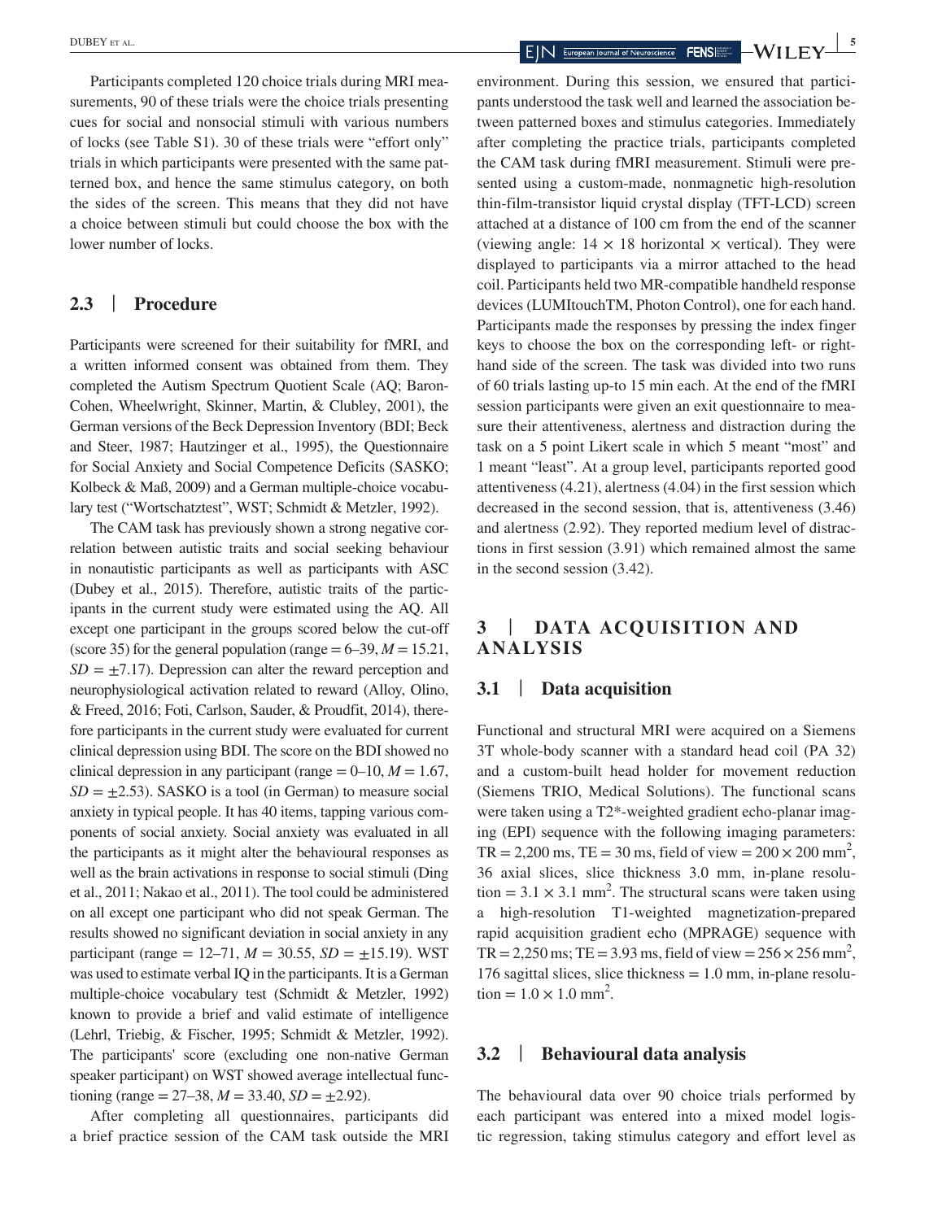Participants completed 120 choice trials during MRI measurements, 90 of these trials were the choice trials presenting cues for social and nonsocial stimuli with various numbers of locks (see Table S1). 30 of these trials were "effort only" trials in which participants were presented with the same patterned box, and hence the same stimulus category, on both the sides of the screen. This means that they did not have a choice between stimuli but could choose the box with the lower number of locks.

## 2.3 | Procedure

Participants were screened for their suitability for fMRI, and a written informed consent was obtained from them. They completed the Autism Spectrum Quotient Scale (AQ; Baron-Cohen, Wheelwright, Skinner, Martin, & Clubley, 2001), the German versions of the Beck Depression Inventory (BDI; Beck and Steer, 1987; Hautzinger et al., 1995), the Questionnaire for Social Anxiety and Social Competence Deficits (SASKO; Kolbeck & Maß, 2009) and a German multiple-choice vocabulary test ("Wortschatztest", WST; Schmidt & Metzler, 1992).

The CAM task has previously shown a strong negative correlation between autistic traits and social seeking behaviour in nonautistic participants as well as participants with ASC (Dubey et al., 2015). Therefore, autistic traits of the participants in the current study were estimated using the AQ. All except one participant in the groups scored below the cut-off (score 35) for the general population (range = 6–39, $M = 15.21$, $SD = \pm 7.17$). Depression can alter the reward perception and neurophysiological activation related to reward (Alloy, Olino, & Freed, 2016; Foti, Carlson, Sauder, & Proudfit, 2014), therefore participants in the current study were evaluated for current clinical depression using BDI. The score on the BDI showed no clinical depression in any participant (range = 0–10, $M = 1.67$, $SD = \pm 2.53$). SASKO is a tool (in German) to measure social anxiety in typical people. It has 40 items, tapping various components of social anxiety. Social anxiety was evaluated in all the participants as it might alter the behavioural responses as well as the brain activations in response to social stimuli (Ding et al., 2011; Nakao et al., 2011). The tool could be administered on all except one participant who did not speak German. The results showed no significant deviation in social anxiety in any participant (range = 12–71, $M = 30.55$, $SD = \pm 15.19$). WST was used to estimate verbal IQ in the participants. It is a German multiple-choice vocabulary test (Schmidt & Metzler, 1992) known to provide a brief and valid estimate of intelligence (Lehrl, Triebig, & Fischer, 1995; Schmidt & Metzler, 1992). The participants' score (excluding one non-native German speaker participant) on WST showed average intellectual functioning (range = 27–38, $M = 33.40$, $SD = \pm 2.92$).

After completing all questionnaires, participants did a brief practice session of the CAM task outside the MRI environment. During this session, we ensured that participants understood the task well and learned the association between patterned boxes and stimulus categories. Immediately after completing the practice trials, participants completed the CAM task during fMRI measurement. Stimuli were presented using a custom-made, nonmagnetic high-resolution thin-film-transistor liquid crystal display (TFT-LCD) screen attached at a distance of 100 cm from the end of the scanner (viewing angle: 14 × 18 horizontal × vertical). They were displayed to participants via a mirror attached to the head coil. Participants held two MR-compatible handheld response devices (LUMItouchTM, Photon Control), one for each hand. Participants made the responses by pressing the index finger keys to choose the box on the corresponding left- or right-hand side of the screen. The task was divided into two runs of 60 trials lasting up-to 15 min each. At the end of the fMRI session participants were given an exit questionnaire to measure their attentiveness, alertness and distraction during the task on a 5 point Likert scale in which 5 meant "most" and 1 meant "least". At a group level, participants reported good attentiveness (4.21), alertness (4.04) in the first session which decreased in the second session, that is, attentiveness (3.46) and alertness (2.92). They reported medium level of distractions in first session (3.91) which remained almost the same in the second session (3.42).

# 3 | DATA ACQUISITION AND ANALYSIS

## 3.1 | Data acquisition

Functional and structural MRI were acquired on a Siemens 3T whole-body scanner with a standard head coil (PA 32) and a custom-built head holder for movement reduction (Siemens TRIO, Medical Solutions). The functional scans were taken using a T2*-weighted gradient echo-planar imaging (EPI) sequence with the following imaging parameters: TR = 2,200 ms, TE = 30 ms, field of view = 200 × 200 mm$^2$, 36 axial slices, slice thickness 3.0 mm, in-plane resolution = 3.1 × 3.1 mm$^2$. The structural scans were taken using a high-resolution T1-weighted magnetization-prepared rapid acquisition gradient echo (MPRAGE) sequence with TR = 2,250 ms; TE = 3.93 ms, field of view = 256 × 256 mm$^2$, 176 sagittal slices, slice thickness = 1.0 mm, in-plane resolution = 1.0 × 1.0 mm$^2$.

## 3.2 | Behavioural data analysis

The behavioural data over 90 choice trials performed by each participant was entered into a mixed model logistic regression, taking stimulus category and effort level as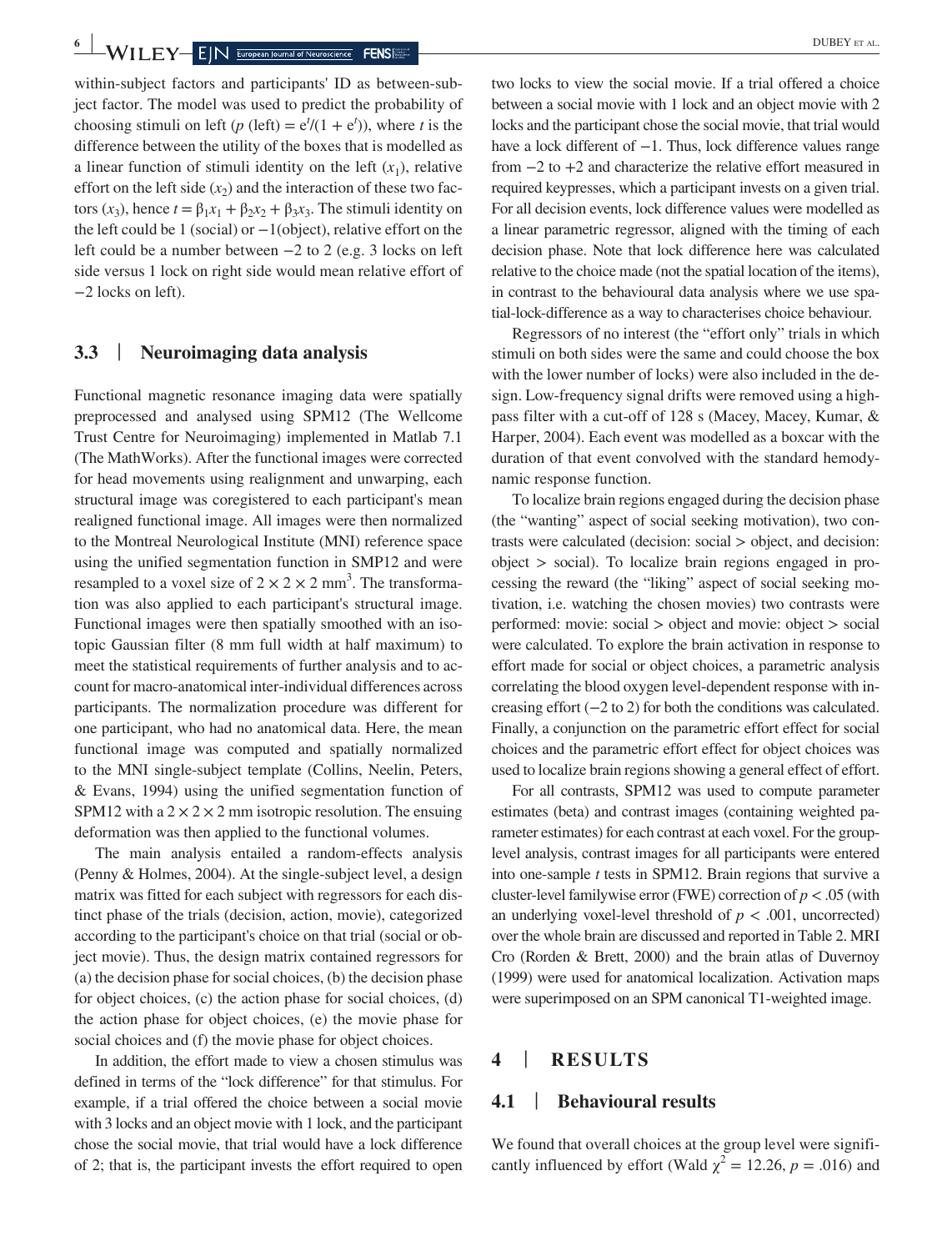within-subject factors and participants' ID as between-subject factor. The model was used to predict the probability of choosing stimuli on left ($p$ (left) $= e^t/(1 + e^t)$), where $t$ is the difference between the utility of the boxes that is modelled as a linear function of stimuli identity on the left ($x_1$), relative effort on the left side ($x_2$) and the interaction of these two factors ($x_3$), hence $t = \beta_1 x_1 + \beta_2 x_2 + \beta_3 x_3$. The stimuli identity on the left could be 1 (social) or −1(object), relative effort on the left could be a number between −2 to 2 (e.g. 3 locks on left side versus 1 lock on right side would mean relative effort of −2 locks on left).

### 3.3 | Neuroimaging data analysis

Functional magnetic resonance imaging data were spatially preprocessed and analysed using SPM12 (The Wellcome Trust Centre for Neuroimaging) implemented in Matlab 7.1 (The MathWorks). After the functional images were corrected for head movements using realignment and unwarping, each structural image was coregistered to each participant's mean realigned functional image. All images were then normalized to the Montreal Neurological Institute (MNI) reference space using the unified segmentation function in SMP12 and were resampled to a voxel size of $2 \times 2 \times 2$ mm$^3$. The transformation was also applied to each participant's structural image. Functional images were then spatially smoothed with an isotopic Gaussian filter (8 mm full width at half maximum) to meet the statistical requirements of further analysis and to account for macro-anatomical inter-individual differences across participants. The normalization procedure was different for one participant, who had no anatomical data. Here, the mean functional image was computed and spatially normalized to the MNI single-subject template (Collins, Neelin, Peters, & Evans, 1994) using the unified segmentation function of SPM12 with a $2 \times 2 \times 2$ mm isotropic resolution. The ensuing deformation was then applied to the functional volumes.

The main analysis entailed a random-effects analysis (Penny & Holmes, 2004). At the single-subject level, a design matrix was fitted for each subject with regressors for each distinct phase of the trials (decision, action, movie), categorized according to the participant's choice on that trial (social or object movie). Thus, the design matrix contained regressors for (a) the decision phase for social choices, (b) the decision phase for object choices, (c) the action phase for social choices, (d) the action phase for object choices, (e) the movie phase for social choices and (f) the movie phase for object choices.

In addition, the effort made to view a chosen stimulus was defined in terms of the "lock difference" for that stimulus. For example, if a trial offered the choice between a social movie with 3 locks and an object movie with 1 lock, and the participant chose the social movie, that trial would have a lock difference of 2; that is, the participant invests the effort required to open two locks to view the social movie. If a trial offered a choice between a social movie with 1 lock and an object movie with 2 locks and the participant chose the social movie, that trial would have a lock different of −1. Thus, lock difference values range from −2 to +2 and characterize the relative effort measured in required keypresses, which a participant invests on a given trial. For all decision events, lock difference values were modelled as a linear parametric regressor, aligned with the timing of each decision phase. Note that lock difference here was calculated relative to the choice made (not the spatial location of the items), in contrast to the behavioural data analysis where we use spatial-lock-difference as a way to characterises choice behaviour.

Regressors of no interest (the "effort only" trials in which stimuli on both sides were the same and could choose the box with the lower number of locks) were also included in the design. Low-frequency signal drifts were removed using a high-pass filter with a cut-off of 128 s (Macey, Macey, Kumar, & Harper, 2004). Each event was modelled as a boxcar with the duration of that event convolved with the standard hemodynamic response function.

To localize brain regions engaged during the decision phase (the "wanting" aspect of social seeking motivation), two contrasts were calculated (decision: social > object, and decision: object > social). To localize brain regions engaged in processing the reward (the "liking" aspect of social seeking motivation, i.e. watching the chosen movies) two contrasts were performed: movie: social > object and movie: object > social were calculated. To explore the brain activation in response to effort made for social or object choices, a parametric analysis correlating the blood oxygen level-dependent response with increasing effort (−2 to 2) for both the conditions was calculated. Finally, a conjunction on the parametric effort effect for social choices and the parametric effort effect for object choices was used to localize brain regions showing a general effect of effort.

For all contrasts, SPM12 was used to compute parameter estimates (beta) and contrast images (containing weighted parameter estimates) for each contrast at each voxel. For the group-level analysis, contrast images for all participants were entered into one-sample $t$ tests in SPM12. Brain regions that survive a cluster-level familywise error (FWE) correction of $p < .05$ (with an underlying voxel-level threshold of $p < .001$, uncorrected) over the whole brain are discussed and reported in Table 2. MRI Cro (Rorden & Brett, 2000) and the brain atlas of Duvernoy (1999) were used for anatomical localization. Activation maps were superimposed on an SPM canonical T1-weighted image.

## 4 | RESULTS

### 4.1 | Behavioural results

We found that overall choices at the group level were significantly influenced by effort (Wald $\chi^2 = 12.26$, $p = .016$) and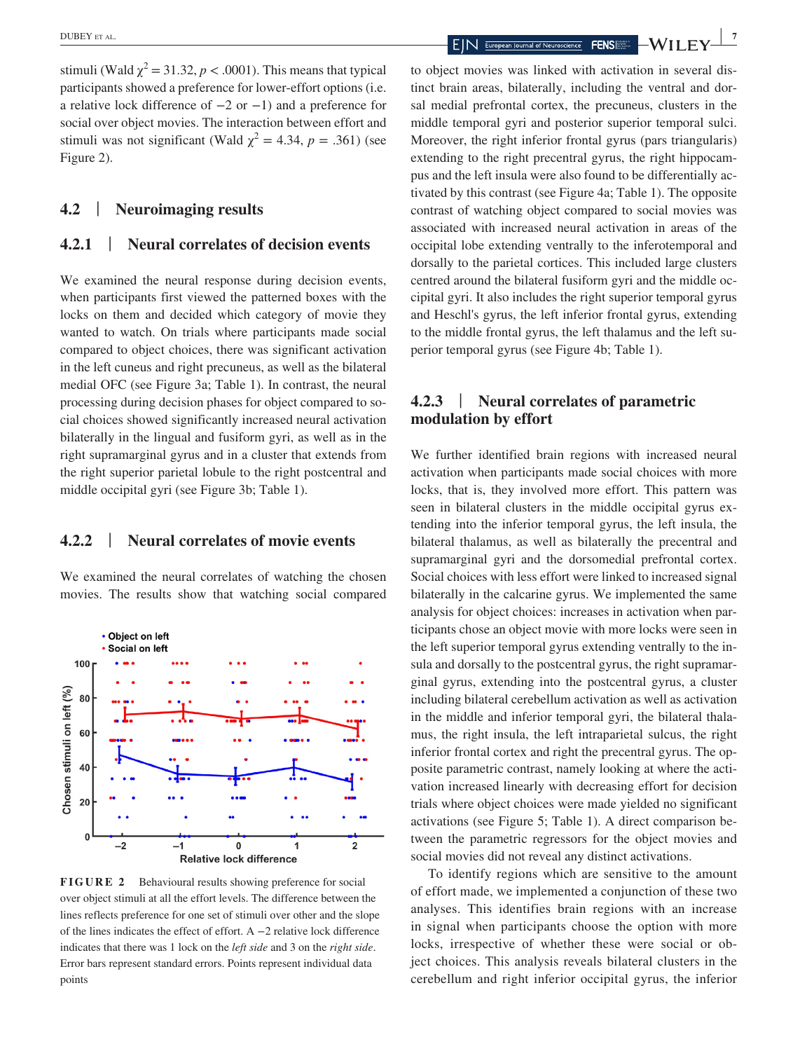stimuli (Wald $\chi^2 = 31.32$, $p < .0001$). This means that typical participants showed a preference for lower-effort options (i.e. a relative lock difference of −2 or −1) and a preference for social over object movies. The interaction between effort and stimuli was not significant (Wald $\chi^2 = 4.34$, $p = .361$) (see Figure 2).

## 4.2 | Neuroimaging results

### 4.2.1 | Neural correlates of decision events

We examined the neural response during decision events, when participants first viewed the patterned boxes with the locks on them and decided which category of movie they wanted to watch. On trials where participants made social compared to object choices, there was significant activation in the left cuneus and right precuneus, as well as the bilateral medial OFC (see Figure 3a; Table 1). In contrast, the neural processing during decision phases for object compared to social choices showed significantly increased neural activation bilaterally in the lingual and fusiform gyri, as well as in the right supramarginal gyrus and in a cluster that extends from the right superior parietal lobule to the right postcentral and middle occipital gyri (see Figure 3b; Table 1).

### 4.2.2 | Neural correlates of movie events

We examined the neural correlates of watching the chosen movies. The results show that watching social compared to object movies was linked with activation in several distinct brain areas, bilaterally, including the ventral and dorsal medial prefrontal cortex, the precuneus, clusters in the middle temporal gyri and posterior superior temporal sulci. Moreover, the right inferior frontal gyrus (pars triangularis) extending to the right precentral gyrus, the right hippocampus and the left insula were also found to be differentially activated by this contrast (see Figure 4a; Table 1). The opposite contrast of watching object compared to social movies was associated with increased neural activation in areas of the occipital lobe extending ventrally to the inferotemporal and dorsally to the parietal cortices. This included large clusters centred around the bilateral fusiform gyri and the middle occipital gyri. It also includes the right superior temporal gyrus and Heschl's gyrus, the left inferior frontal gyrus, extending to the middle frontal gyrus, the left thalamus and the left superior temporal gyrus (see Figure 4b; Table 1).

**FIGURE 2** Behavioural results showing preference for social over object stimuli at all the effort levels. The difference between the lines reflects preference for one set of stimuli over other and the slope of the lines indicates the effect of effort. A −2 relative lock difference indicates that there was 1 lock on the *left side* and 3 on the *right side*. Error bars represent standard errors. Points represent individual data points

### 4.2.3 | Neural correlates of parametric modulation by effort

We further identified brain regions with increased neural activation when participants made social choices with more locks, that is, they involved more effort. This pattern was seen in bilateral clusters in the middle occipital gyrus extending into the inferior temporal gyrus, the left insula, the bilateral thalamus, as well as bilaterally the precentral and supramarginal gyri and the dorsomedial prefrontal cortex. Social choices with less effort were linked to increased signal bilaterally in the calcarine gyrus. We implemented the same analysis for object choices: increases in activation when participants chose an object movie with more locks were seen in the left superior temporal gyrus extending ventrally to the insula and dorsally to the postcentral gyrus, the right supramarginal gyrus, extending into the postcentral gyrus, a cluster including bilateral cerebellum activation as well as activation in the middle and inferior temporal gyri, the bilateral thalamus, the right insula, the left intraparietal sulcus, the right inferior frontal cortex and right the precentral gyrus. The opposite parametric contrast, namely looking at where the activation increased linearly with decreasing effort for decision trials where object choices were made yielded no significant activations (see Figure 5; Table 1). A direct comparison between the parametric regressors for the object movies and social movies did not reveal any distinct activations.

To identify regions which are sensitive to the amount of effort made, we implemented a conjunction of these two analyses. This identifies brain regions with an increase in signal when participants choose the option with more locks, irrespective of whether these were social or object choices. This analysis reveals bilateral clusters in the cerebellum and right inferior occipital gyrus, the inferior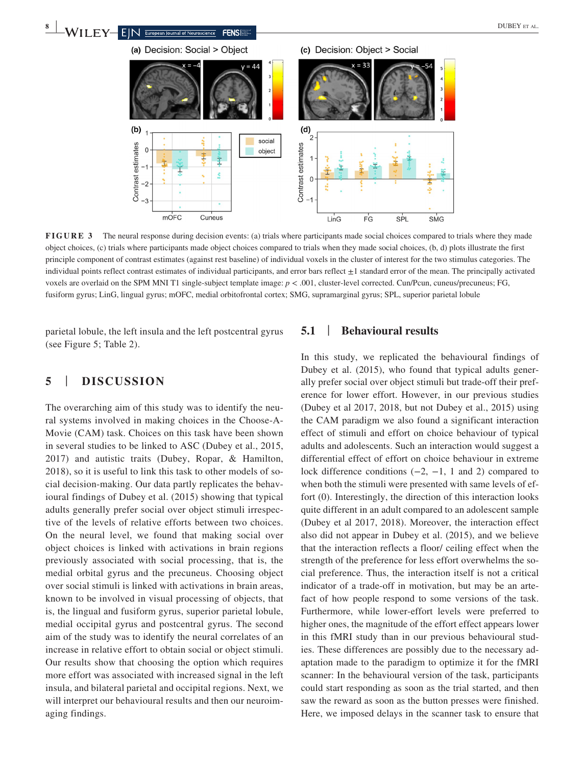**FIGURE 3** The neural response during decision events: (a) trials where participants made social choices compared to trials where they made object choices, (c) trials where participants made object choices compared to trials when they made social choices, (b, d) plots illustrate the first principle component of contrast estimates (against rest baseline) of individual voxels in the cluster of interest for the two stimulus categories. The individual points reflect contrast estimates of individual participants, and error bars reflect ±1 standard error of the mean. The principally activated voxels are overlaid on the SPM MNI T1 single-subject template image: $p < .001$, cluster-level corrected. Cun/Pcun, cuneus/precuneus; FG, fusiform gyrus; LinG, lingual gyrus; mOFC, medial orbitofrontal cortex; SMG, supramarginal gyrus; SPL, superior parietal lobule

parietal lobule, the left insula and the left postcentral gyrus (see Figure 5; Table 2).

## 5 | DISCUSSION

The overarching aim of this study was to identify the neural systems involved in making choices in the Choose-A-Movie (CAM) task. Choices on this task have been shown in several studies to be linked to ASC (Dubey et al., 2015, 2017) and autistic traits (Dubey, Ropar, & Hamilton, 2018), so it is useful to link this task to other models of social decision-making. Our data partly replicates the behavioural findings of Dubey et al. (2015) showing that typical adults generally prefer social over object stimuli irrespective of the levels of relative efforts between two choices. On the neural level, we found that making social over object choices is linked with activations in brain regions previously associated with social processing, that is, the medial orbital gyrus and the precuneus. Choosing object over social stimuli is linked with activations in brain areas, known to be involved in visual processing of objects, that is, the lingual and fusiform gyrus, superior parietal lobule, medial occipital gyrus and postcentral gyrus. The second aim of the study was to identify the neural correlates of an increase in relative effort to obtain social or object stimuli. Our results show that choosing the option which requires more effort was associated with increased signal in the left insula, and bilateral parietal and occipital regions. Next, we will interpret our behavioural results and then our neuroimaging findings.

### 5.1 | Behavioural results

In this study, we replicated the behavioural findings of Dubey et al. (2015), who found that typical adults generally prefer social over object stimuli but trade-off their preference for lower effort. However, in our previous studies (Dubey et al 2017, 2018, but not Dubey et al., 2015) using the CAM paradigm we also found a significant interaction effect of stimuli and effort on choice behaviour of typical adults and adolescents. Such an interaction would suggest a differential effect of effort on choice behaviour in extreme lock difference conditions (−2, −1, 1 and 2) compared to when both the stimuli were presented with same levels of effort (0). Interestingly, the direction of this interaction looks quite different in an adult compared to an adolescent sample (Dubey et al 2017, 2018). Moreover, the interaction effect also did not appear in Dubey et al. (2015), and we believe that the interaction reflects a floor/ ceiling effect when the strength of the preference for less effort overwhelms the social preference. Thus, the interaction itself is not a critical indicator of a trade-off in motivation, but may be an artefact of how people respond to some versions of the task. Furthermore, while lower-effort levels were preferred to higher ones, the magnitude of the effort effect appears lower in this fMRI study than in our previous behavioural studies. These differences are possibly due to the necessary adaptation made to the paradigm to optimize it for the fMRI scanner: In the behavioural version of the task, participants could start responding as soon as the trial started, and then saw the reward as soon as the button presses were finished. Here, we imposed delays in the scanner task to ensure that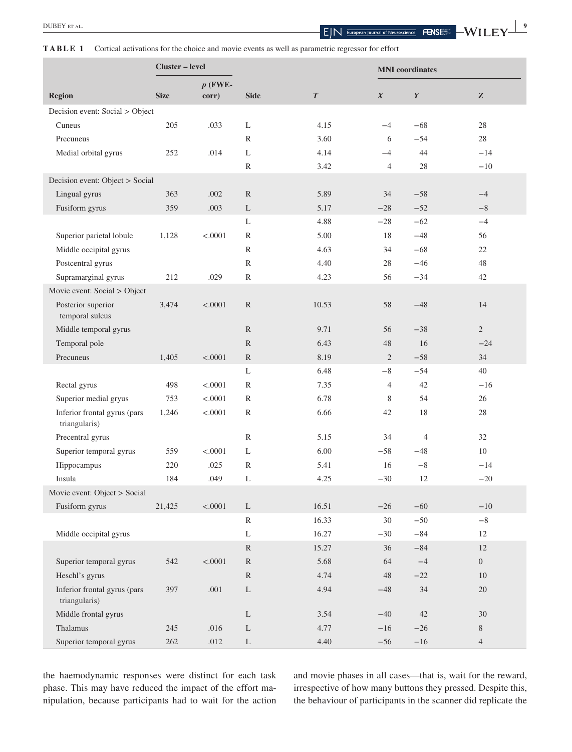**TABLE 1** Cortical activations for the choice and movie events as well as parametric regressor for effort

| | Cluster – level | | | | MNI coordinates | | |
|---|---|---|---|---|---|---|---|
| **Region** | **Size** | ***p* (FWE-corr)** | **Side** | ***T*** | ***X*** | ***Y*** | ***Z*** |
| Decision event: Social > Object | | | | | | | |
| Cuneus | 205 | .033 | L | 4.15 | −4 | −68 | 28 |
| Precuneus | | | R | 3.60 | 6 | −54 | 28 |
| Medial orbital gyrus | 252 | .014 | L | 4.14 | −4 | 44 | −14 |
| | | | R | 3.42 | 4 | 28 | −10 |
| Decision event: Object > Social | | | | | | | |
| Lingual gyrus | 363 | .002 | R | 5.89 | 34 | −58 | −4 |
| Fusiform gyrus | 359 | .003 | L | 5.17 | −28 | −52 | −8 |
| | | | L | 4.88 | −28 | −62 | −4 |
| Superior parietal lobule | 1,128 | <.0001 | R | 5.00 | 18 | −48 | 56 |
| Middle occipital gyrus | | | R | 4.63 | 34 | −68 | 22 |
| Postcentral gyrus | | | R | 4.40 | 28 | −46 | 48 |
| Supramarginal gyrus | 212 | .029 | R | 4.23 | 56 | −34 | 42 |
| Movie event: Social > Object | | | | | | | |
| Posterior superior temporal sulcus | 3,474 | <.0001 | R | 10.53 | 58 | −48 | 14 |
| Middle temporal gyrus | | | R | 9.71 | 56 | −38 | 2 |
| Temporal pole | | | R | 6.43 | 48 | 16 | −24 |
| Precuneus | 1,405 | <.0001 | R | 8.19 | 2 | −58 | 34 |
| | | | L | 6.48 | −8 | −54 | 40 |
| Rectal gyrus | 498 | <.0001 | R | 7.35 | 4 | 42 | −16 |
| Superior medial gryus | 753 | <.0001 | R | 6.78 | 8 | 54 | 26 |
| Inferior frontal gyrus (pars triangularis) | 1,246 | <.0001 | R | 6.66 | 42 | 18 | 28 |
| Precentral gyrus | | | R | 5.15 | 34 | 4 | 32 |
| Superior temporal gyrus | 559 | <.0001 | L | 6.00 | −58 | −48 | 10 |
| Hippocampus | 220 | .025 | R | 5.41 | 16 | −8 | −14 |
| Insula | 184 | .049 | L | 4.25 | −30 | 12 | −20 |
| Movie event: Object > Social | | | | | | | |
| Fusiform gyrus | 21,425 | <.0001 | L | 16.51 | −26 | −60 | −10 |
| | | | R | 16.33 | 30 | −50 | −8 |
| Middle occipital gyrus | | | L | 16.27 | −30 | −84 | 12 |
| | | | R | 15.27 | 36 | −84 | 12 |
| Superior temporal gyrus | 542 | <.0001 | R | 5.68 | 64 | −4 | 0 |
| Heschl's gyrus | | | R | 4.74 | 48 | −22 | 10 |
| Inferior frontal gyrus (pars triangularis) | 397 | .001 | L | 4.94 | −48 | 34 | 20 |
| Middle frontal gyrus | | | L | 3.54 | −40 | 42 | 30 |
| Thalamus | 245 | .016 | L | 4.77 | −16 | −26 | 8 |
| Superior temporal gyrus | 262 | .012 | L | 4.40 | −56 | −16 | 4 |

the haemodynamic responses were distinct for each task phase. This may have reduced the impact of the effort manipulation, because participants had to wait for the action and movie phases in all cases—that is, wait for the reward, irrespective of how many buttons they pressed. Despite this, the behaviour of participants in the scanner did replicate the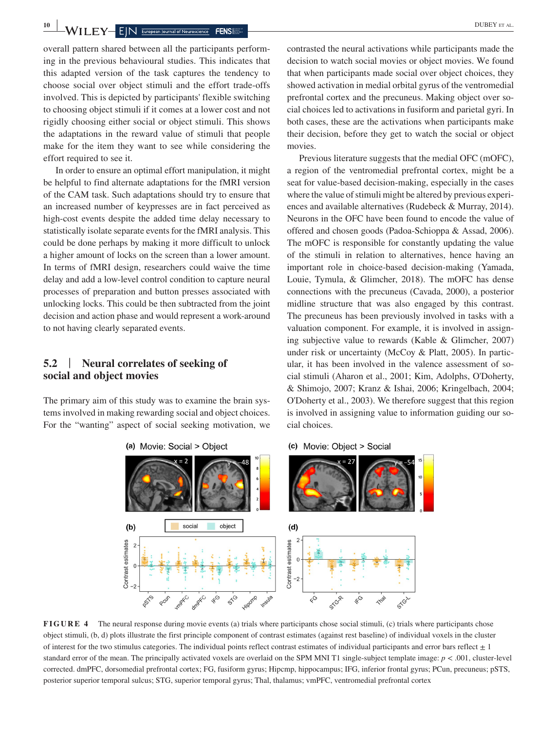overall pattern shared between all the participants performing in the previous behavioural studies. This indicates that this adapted version of the task captures the tendency to choose social over object stimuli and the effort trade-offs involved. This is depicted by participants' flexible switching to choosing object stimuli if it comes at a lower cost and not rigidly choosing either social or object stimuli. This shows the adaptions in the reward value of stimuli that people make for the item they want to see while considering the effort required to see it.

In order to ensure an optimal effort manipulation, it might be helpful to find alternate adaptations for the fMRI version of the CAM task. Such adaptations should try to ensure that an increased number of keypresses are in fact perceived as high-cost events despite the added time delay necessary to statistically isolate separate events for the fMRI analysis. This could be done perhaps by making it more difficult to unlock a higher amount of locks on the screen than a lower amount. In terms of fMRI design, researchers could waive the time delay and add a low-level control condition to capture neural processes of preparation and button presses associated with unlocking locks. This could be then subtracted from the joint decision and action phase and would represent a work-around to not having clearly separated events.

## 5.2 | Neural correlates of seeking of social and object movies

The primary aim of this study was to examine the brain systems involved in making rewarding social and object choices. For the "wanting" aspect of social seeking motivation, we contrasted the neural activations while participants made the decision to watch social movies or object movies. We found that when participants made social over object choices, they showed activation in medial orbital gyrus of the ventromedial prefrontal cortex and the precuneus. Making object over social choices led to activations in fusiform and parietal gyri. In both cases, these are the activations when participants make their decision, before they get to watch the social or object movies.

Previous literature suggests that the medial OFC (mOFC), a region of the ventromedial prefrontal cortex, might be a seat for value-based decision-making, especially in the cases where the value of stimuli might be altered by previous experiences and available alternatives (Rudebeck & Murray, 2014). Neurons in the OFC have been found to encode the value of offered and chosen goods (Padoa-Schioppa & Assad, 2006). The mOFC is responsible for constantly updating the value of the stimuli in relation to alternatives, hence having an important role in choice-based decision-making (Yamada, Louie, Tymula, & Glimcher, 2018). The mOFC has dense connections with the precuneus (Cavada, 2000), a posterior midline structure that was also engaged by this contrast. The precuneus has been previously involved in tasks with a valuation component. For example, it is involved in assigning subjective value to rewards (Kable & Glimcher, 2007) under risk or uncertainty (McCoy & Platt, 2005). In particular, it has been involved in the valence assessment of social stimuli (Aharon et al., 2001; Kim, Adolphs, O'Doherty, & Shimojo, 2007; Kranz & Ishai, 2006; Kringelbach, 2004; O'Doherty et al., 2003). We therefore suggest that this region is involved in assigning value to information guiding our social choices.

**FIGURE 4** The neural response during movie events (a) trials where participants chose social stimuli, (c) trials where participants chose object stimuli, (b, d) plots illustrate the first principle component of contrast estimates (against rest baseline) of individual voxels in the cluster of interest for the two stimulus categories. The individual points reflect contrast estimates of individual participants and error bars reflect ± 1 standard error of the mean. The principally activated voxels are overlaid on the SPM MNI T1 single-subject template image: $p < .001$, cluster-level corrected. dmPFC, dorsomedial prefrontal cortex; FG, fusiform gyrus; Hipcmp, hippocampus; IFG, inferior frontal gyrus; PCun, precuneus; pSTS, posterior superior temporal sulcus; STG, superior temporal gyrus; Thal, thalamus; vmPFC, ventromedial prefrontal cortex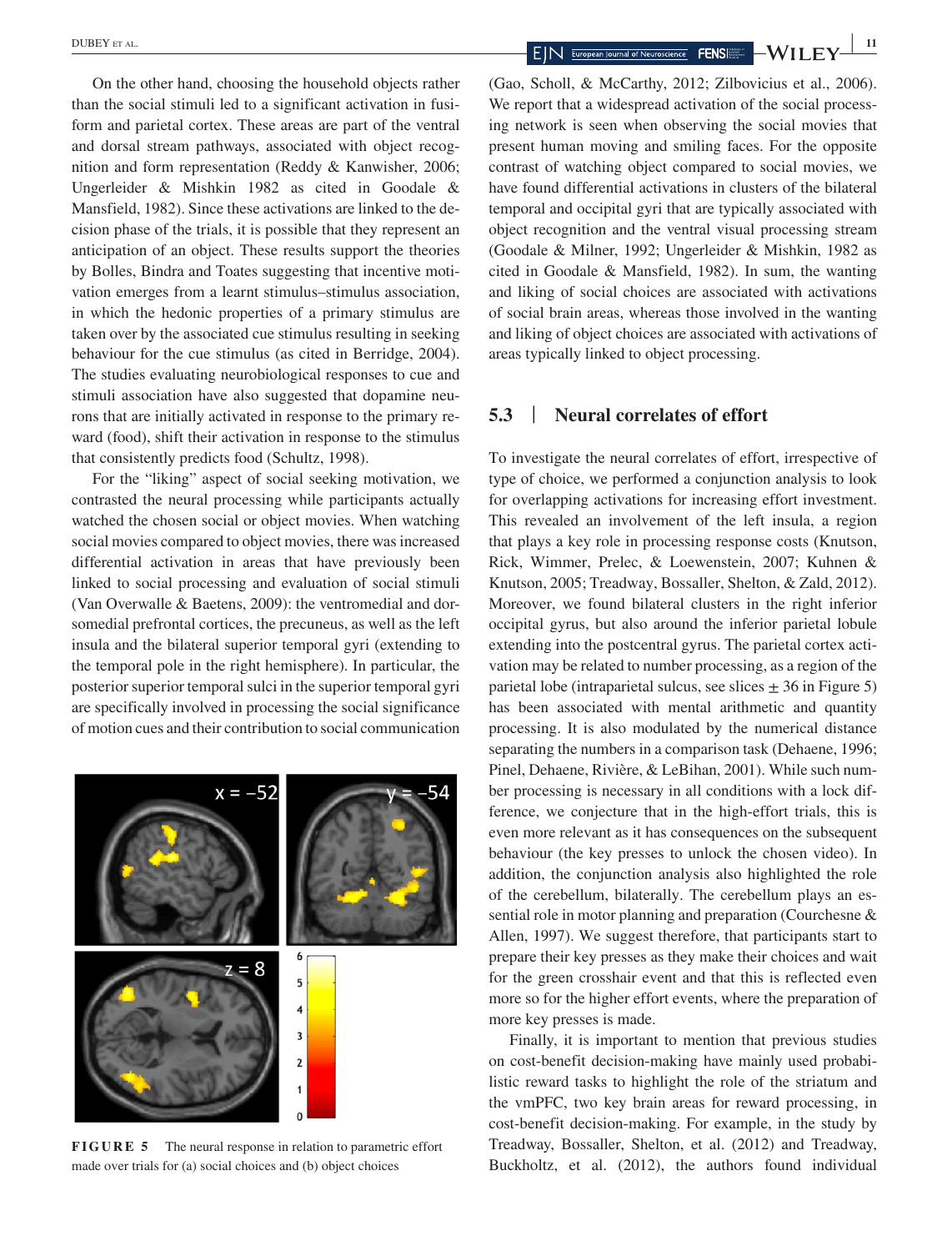On the other hand, choosing the household objects rather than the social stimuli led to a significant activation in fusiform and parietal cortex. These areas are part of the ventral and dorsal stream pathways, associated with object recognition and form representation (Reddy & Kanwisher, 2006; Ungerleider & Mishkin 1982 as cited in Goodale & Mansfield, 1982). Since these activations are linked to the decision phase of the trials, it is possible that they represent an anticipation of an object. These results support the theories by Bolles, Bindra and Toates suggesting that incentive motivation emerges from a learnt stimulus–stimulus association, in which the hedonic properties of a primary stimulus are taken over by the associated cue stimulus resulting in seeking behaviour for the cue stimulus (as cited in Berridge, 2004). The studies evaluating neurobiological responses to cue and stimuli association have also suggested that dopamine neurons that are initially activated in response to the primary reward (food), shift their activation in response to the stimulus that consistently predicts food (Schultz, 1998).

For the "liking" aspect of social seeking motivation, we contrasted the neural processing while participants actually watched the chosen social or object movies. When watching social movies compared to object movies, there was increased differential activation in areas that have previously been linked to social processing and evaluation of social stimuli (Van Overwalle & Baetens, 2009): the ventromedial and dorsomedial prefrontal cortices, the precuneus, as well as the left insula and the bilateral superior temporal gyri (extending to the temporal pole in the right hemisphere). In particular, the posterior superior temporal sulci in the superior temporal gyri are specifically involved in processing the social significance of motion cues and their contribution to social communication (Gao, Scholl, & McCarthy, 2012; Zilbovicius et al., 2006). We report that a widespread activation of the social processing network is seen when observing the social movies that present human moving and smiling faces. For the opposite contrast of watching object compared to social movies, we have found differential activations in clusters of the bilateral temporal and occipital gyri that are typically associated with object recognition and the ventral visual processing stream (Goodale & Milner, 1992; Ungerleider & Mishkin, 1982 as cited in Goodale & Mansfield, 1982). In sum, the wanting and liking of social choices are associated with activations of social brain areas, whereas those involved in the wanting and liking of object choices are associated with activations of areas typically linked to object processing.

**FIGURE 5** The neural response in relation to parametric effort made over trials for (a) social choices and (b) object choices

## 5.3 | Neural correlates of effort

To investigate the neural correlates of effort, irrespective of type of choice, we performed a conjunction analysis to look for overlapping activations for increasing effort investment. This revealed an involvement of the left insula, a region that plays a key role in processing response costs (Knutson, Rick, Wimmer, Prelec, & Loewenstein, 2007; Kuhnen & Knutson, 2005; Treadway, Bossaller, Shelton, & Zald, 2012). Moreover, we found bilateral clusters in the right inferior occipital gyrus, but also around the inferior parietal lobule extending into the postcentral gyrus. The parietal cortex activation may be related to number processing, as a region of the parietal lobe (intraparietal sulcus, see slices ± 36 in Figure 5) has been associated with mental arithmetic and quantity processing. It is also modulated by the numerical distance separating the numbers in a comparison task (Dehaene, 1996; Pinel, Dehaene, Rivière, & LeBihan, 2001). While such number processing is necessary in all conditions with a lock difference, we conjecture that in the high-effort trials, this is even more relevant as it has consequences on the subsequent behaviour (the key presses to unlock the chosen video). In addition, the conjunction analysis also highlighted the role of the cerebellum, bilaterally. The cerebellum plays an essential role in motor planning and preparation (Courchesne & Allen, 1997). We suggest therefore, that participants start to prepare their key presses as they make their choices and wait for the green crosshair event and that this is reflected even more so for the higher effort events, where the preparation of more key presses is made.

Finally, it is important to mention that previous studies on cost-benefit decision-making have mainly used probabilistic reward tasks to highlight the role of the striatum and the vmPFC, two key brain areas for reward processing, in cost-benefit decision-making. For example, in the study by Treadway, Bossaller, Shelton, et al. (2012) and Treadway, Buckholtz, et al. (2012), the authors found individual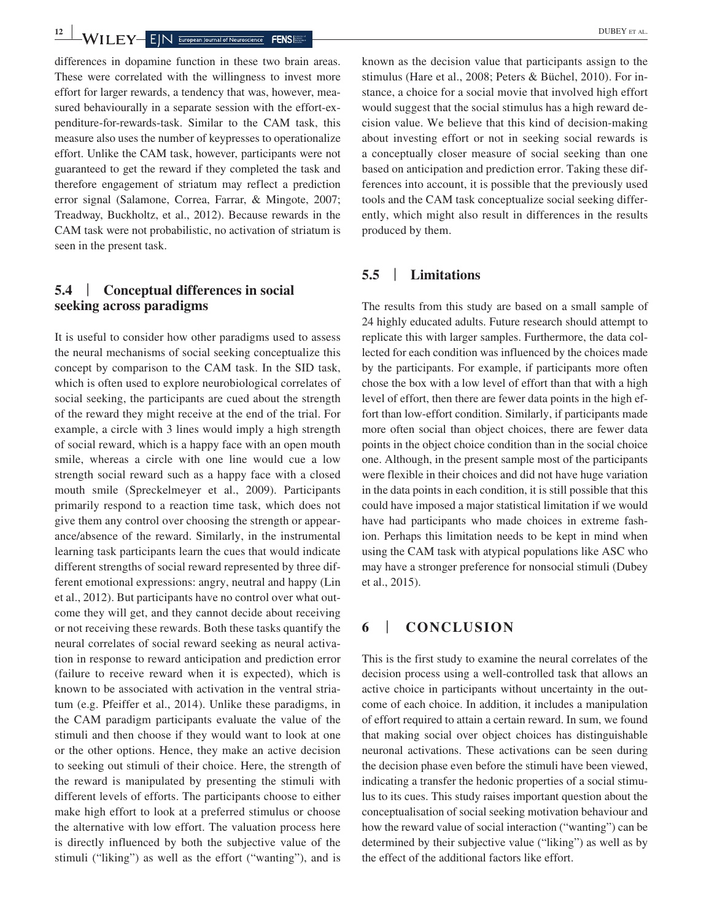differences in dopamine function in these two brain areas. These were correlated with the willingness to invest more effort for larger rewards, a tendency that was, however, measured behaviourally in a separate session with the effort-expenditure-for-rewards-task. Similar to the CAM task, this measure also uses the number of keypresses to operationalize effort. Unlike the CAM task, however, participants were not guaranteed to get the reward if they completed the task and therefore engagement of striatum may reflect a prediction error signal (Salamone, Correa, Farrar, & Mingote, 2007; Treadway, Buckholtz, et al., 2012). Because rewards in the CAM task were not probabilistic, no activation of striatum is seen in the present task.

### 5.4 | Conceptual differences in social seeking across paradigms

It is useful to consider how other paradigms used to assess the neural mechanisms of social seeking conceptualize this concept by comparison to the CAM task. In the SID task, which is often used to explore neurobiological correlates of social seeking, the participants are cued about the strength of the reward they might receive at the end of the trial. For example, a circle with 3 lines would imply a high strength of social reward, which is a happy face with an open mouth smile, whereas a circle with one line would cue a low strength social reward such as a happy face with a closed mouth smile (Spreckelmeyer et al., 2009). Participants primarily respond to a reaction time task, which does not give them any control over choosing the strength or appearance/absence of the reward. Similarly, in the instrumental learning task participants learn the cues that would indicate different strengths of social reward represented by three different emotional expressions: angry, neutral and happy (Lin et al., 2012). But participants have no control over what outcome they will get, and they cannot decide about receiving or not receiving these rewards. Both these tasks quantify the neural correlates of social reward seeking as neural activation in response to reward anticipation and prediction error (failure to receive reward when it is expected), which is known to be associated with activation in the ventral striatum (e.g. Pfeiffer et al., 2014). Unlike these paradigms, in the CAM paradigm participants evaluate the value of the stimuli and then choose if they would want to look at one or the other options. Hence, they make an active decision to seeking out stimuli of their choice. Here, the strength of the reward is manipulated by presenting the stimuli with different levels of efforts. The participants choose to either make high effort to look at a preferred stimulus or choose the alternative with low effort. The valuation process here is directly influenced by both the subjective value of the stimuli ("liking") as well as the effort ("wanting"), and is known as the decision value that participants assign to the stimulus (Hare et al., 2008; Peters & Büchel, 2010). For instance, a choice for a social movie that involved high effort would suggest that the social stimulus has a high reward decision value. We believe that this kind of decision-making about investing effort or not in seeking social rewards is a conceptually closer measure of social seeking than one based on anticipation and prediction error. Taking these differences into account, it is possible that the previously used tools and the CAM task conceptualize social seeking differently, which might also result in differences in the results produced by them.

### 5.5 | Limitations

The results from this study are based on a small sample of 24 highly educated adults. Future research should attempt to replicate this with larger samples. Furthermore, the data collected for each condition was influenced by the choices made by the participants. For example, if participants more often chose the box with a low level of effort than that with a high level of effort, then there are fewer data points in the high effort than low-effort condition. Similarly, if participants made more often social than object choices, there are fewer data points in the object choice condition than in the social choice one. Although, in the present sample most of the participants were flexible in their choices and did not have huge variation in the data points in each condition, it is still possible that this could have imposed a major statistical limitation if we would have had participants who made choices in extreme fashion. Perhaps this limitation needs to be kept in mind when using the CAM task with atypical populations like ASC who may have a stronger preference for nonsocial stimuli (Dubey et al., 2015).

## 6 | CONCLUSION

This is the first study to examine the neural correlates of the decision process using a well-controlled task that allows an active choice in participants without uncertainty in the outcome of each choice. In addition, it includes a manipulation of effort required to attain a certain reward. In sum, we found that making social over object choices has distinguishable neuronal activations. These activations can be seen during the decision phase even before the stimuli have been viewed, indicating a transfer the hedonic properties of a social stimulus to its cues. This study raises important question about the conceptualisation of social seeking motivation behaviour and how the reward value of social interaction ("wanting") can be determined by their subjective value ("liking") as well as by the effect of the additional factors like effort.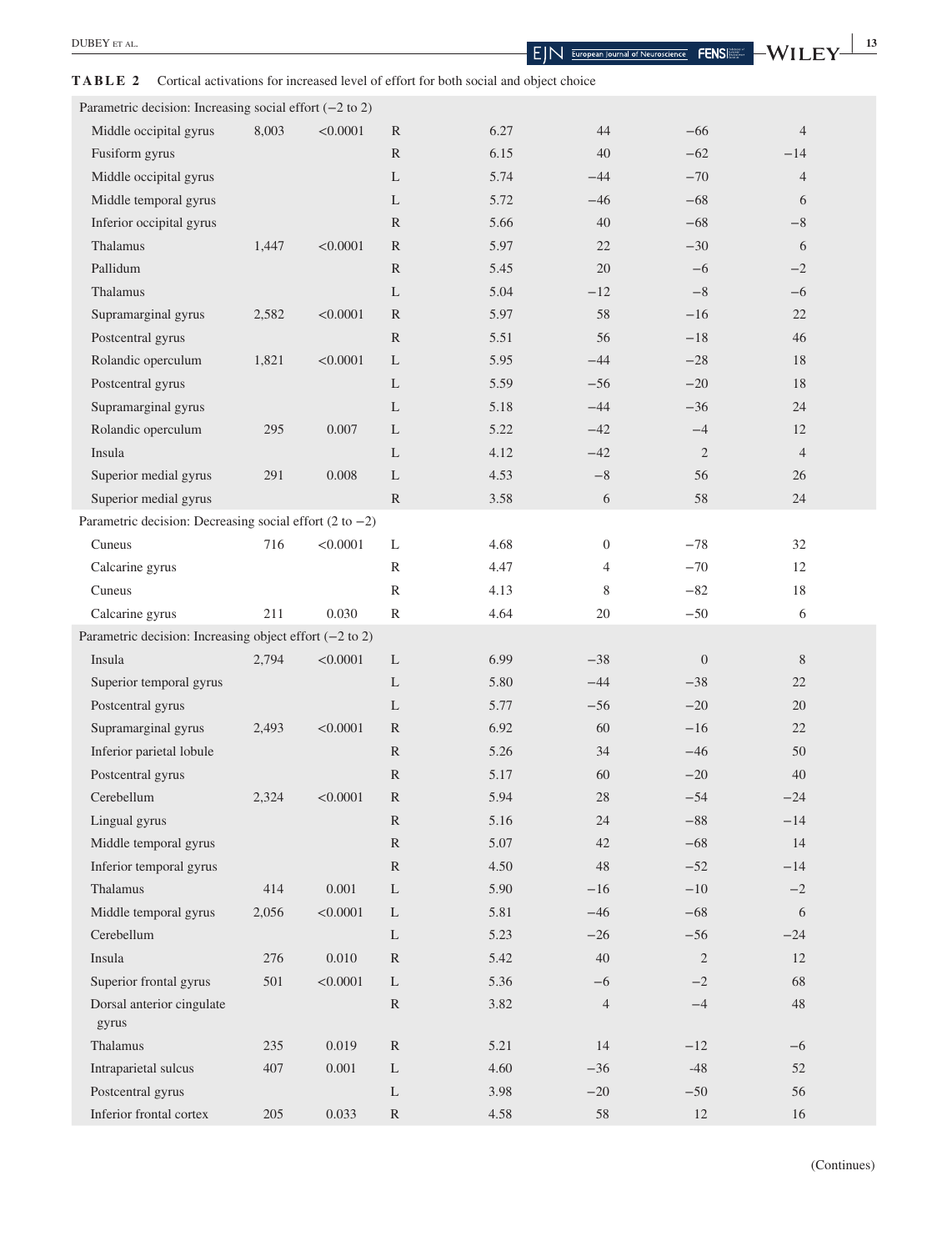**TABLE 2** Cortical activations for increased level of effort for both social and object choice

| | | | | | | | |
|---|---|---|---|---|---|---|---|
| Parametric decision: Increasing social effort (−2 to 2) | | | | | | | |
| Middle occipital gyrus | 8,003 | <0.0001 | R | 6.27 | 44 | −66 | 4 |
| Fusiform gyrus | | | R | 6.15 | 40 | −62 | −14 |
| Middle occipital gyrus | | | L | 5.74 | −44 | −70 | 4 |
| Middle temporal gyrus | | | L | 5.72 | −46 | −68 | 6 |
| Inferior occipital gyrus | | | R | 5.66 | 40 | −68 | −8 |
| Thalamus | 1,447 | <0.0001 | R | 5.97 | 22 | −30 | 6 |
| Pallidum | | | R | 5.45 | 20 | −6 | −2 |
| Thalamus | | | L | 5.04 | −12 | −8 | −6 |
| Supramarginal gyrus | 2,582 | <0.0001 | R | 5.97 | 58 | −16 | 22 |
| Postcentral gyrus | | | R | 5.51 | 56 | −18 | 46 |
| Rolandic operculum | 1,821 | <0.0001 | L | 5.95 | −44 | −28 | 18 |
| Postcentral gyrus | | | L | 5.59 | −56 | −20 | 18 |
| Supramarginal gyrus | | | L | 5.18 | −44 | −36 | 24 |
| Rolandic operculum | 295 | 0.007 | L | 5.22 | −42 | −4 | 12 |
| Insula | | | L | 4.12 | −42 | 2 | 4 |
| Superior medial gyrus | 291 | 0.008 | L | 4.53 | −8 | 56 | 26 |
| Superior medial gyrus | | | R | 3.58 | 6 | 58 | 24 |
| Parametric decision: Decreasing social effort (2 to −2) | | | | | | | |
| Cuneus | 716 | <0.0001 | L | 4.68 | 0 | −78 | 32 |
| Calcarine gyrus | | | R | 4.47 | 4 | −70 | 12 |
| Cuneus | | | R | 4.13 | 8 | −82 | 18 |
| Calcarine gyrus | 211 | 0.030 | R | 4.64 | 20 | −50 | 6 |
| Parametric decision: Increasing object effort (−2 to 2) | | | | | | | |
| Insula | 2,794 | <0.0001 | L | 6.99 | −38 | 0 | 8 |
| Superior temporal gyrus | | | L | 5.80 | −44 | −38 | 22 |
| Postcentral gyrus | | | L | 5.77 | −56 | −20 | 20 |
| Supramarginal gyrus | 2,493 | <0.0001 | R | 6.92 | 60 | −16 | 22 |
| Inferior parietal lobule | | | R | 5.26 | 34 | −46 | 50 |
| Postcentral gyrus | | | R | 5.17 | 60 | −20 | 40 |
| Cerebellum | 2,324 | <0.0001 | R | 5.94 | 28 | −54 | −24 |
| Lingual gyrus | | | R | 5.16 | 24 | −88 | −14 |
| Middle temporal gyrus | | | R | 5.07 | 42 | −68 | 14 |
| Inferior temporal gyrus | | | R | 4.50 | 48 | −52 | −14 |
| Thalamus | 414 | 0.001 | L | 5.90 | −16 | −10 | −2 |
| Middle temporal gyrus | 2,056 | <0.0001 | L | 5.81 | −46 | −68 | 6 |
| Cerebellum | | | L | 5.23 | −26 | −56 | −24 |
| Insula | 276 | 0.010 | R | 5.42 | 40 | 2 | 12 |
| Superior frontal gyrus | 501 | <0.0001 | L | 5.36 | −6 | −2 | 68 |
| Dorsal anterior cingulate gyrus | | | R | 3.82 | 4 | −4 | 48 |
| Thalamus | 235 | 0.019 | R | 5.21 | 14 | −12 | −6 |
| Intraparietal sulcus | 407 | 0.001 | L | 4.60 | −36 | -48 | 52 |
| Postcentral gyrus | | | L | 3.98 | −20 | −50 | 56 |
| Inferior frontal cortex | 205 | 0.033 | R | 4.58 | 58 | 12 | 16 |

(Continues)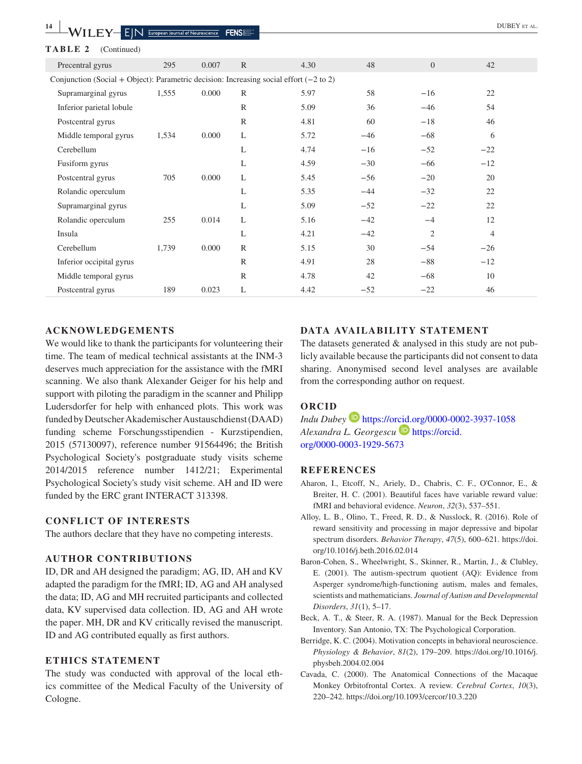**TABLE 2** (Continued)

| | | | | | | | |
|---|---|---|---|---|---|---|---|
| Precentral gyrus | 295 | 0.007 | R | 4.30 | 48 | 0 | 42 |
| Conjunction (Social + Object): Parametric decision: Increasing social effort (−2 to 2) | | | | | | | |
| Supramarginal gyrus | 1,555 | 0.000 | R | 5.97 | 58 | −16 | 22 |
| Inferior parietal lobule | | | R | 5.09 | 36 | −46 | 54 |
| Postcentral gyrus | | | R | 4.81 | 60 | −18 | 46 |
| Middle temporal gyrus | 1,534 | 0.000 | L | 5.72 | −46 | −68 | 6 |
| Cerebellum | | | L | 4.74 | −16 | −52 | −22 |
| Fusiform gyrus | | | L | 4.59 | −30 | −66 | −12 |
| Postcentral gyrus | 705 | 0.000 | L | 5.45 | −56 | −20 | 20 |
| Rolandic operculum | | | L | 5.35 | −44 | −32 | 22 |
| Supramarginal gyrus | | | L | 5.09 | −52 | −22 | 22 |
| Rolandic operculum | 255 | 0.014 | L | 5.16 | −42 | −4 | 12 |
| Insula | | | L | 4.21 | −42 | 2 | 4 |
| Cerebellum | 1,739 | 0.000 | R | 5.15 | 30 | −54 | −26 |
| Inferior occipital gyrus | | | R | 4.91 | 28 | −88 | −12 |
| Middle temporal gyrus | | | R | 4.78 | 42 | −68 | 10 |
| Postcentral gyrus | 189 | 0.023 | L | 4.42 | −52 | −22 | 46 |

## ACKNOWLEDGEMENTS

We would like to thank the participants for volunteering their time. The team of medical technical assistants at the INM-3 deserves much appreciation for the assistance with the fMRI scanning. We also thank Alexander Geiger for his help and support with piloting the paradigm in the scanner and Philipp Ludersdorfer for help with enhanced plots. This work was funded by Deutscher Akademischer Austauschdienst (DAAD) funding scheme Forschungsstipendien - Kurzstipendien, 2015 (57130097), reference number 91564496; the British Psychological Society's postgraduate study visits scheme 2014/2015 reference number 1412/21; Experimental Psychological Society's study visit scheme. AH and ID were funded by the ERC grant INTERACT 313398.

## CONFLICT OF INTERESTS

The authors declare that they have no competing interests.

## AUTHOR CONTRIBUTIONS

ID, DR and AH designed the paradigm; AG, ID, AH and KV adapted the paradigm for the fMRI; ID, AG and AH analysed the data; ID, AG and MH recruited participants and collected data, KV supervised data collection. ID, AG and AH wrote the paper. MH, DR and KV critically revised the manuscript. ID and AG contributed equally as first authors.

## ETHICS STATEMENT

The study was conducted with approval of the local ethics committee of the Medical Faculty of the University of Cologne.

## DATA AVAILABILITY STATEMENT

The datasets generated & analysed in this study are not publicly available because the participants did not consent to data sharing. Anonymised second level analyses are available from the corresponding author on request.

## ORCID

*Indu Dubey* https://orcid.org/0000-0002-3937-1058
*Alexandra L. Georgescu* https://orcid.org/0000-0003-1929-5673

## REFERENCES

Aharon, I., Etcoff, N., Ariely, D., Chabris, C. F., O'Connor, E., & Breiter, H. C. (2001). Beautiful faces have variable reward value: fMRI and behavioral evidence. *Neuron*, *32*(3), 537–551.

Alloy, L. B., Olino, T., Freed, R. D., & Nusslock, R. (2016). Role of reward sensitivity and processing in major depressive and bipolar spectrum disorders. *Behavior Therapy*, *47*(5), 600–621. https://doi.org/10.1016/j.beth.2016.02.014

Baron-Cohen, S., Wheelwright, S., Skinner, R., Martin, J., & Clubley, E. (2001). The autism-spectrum quotient (AQ): Evidence from Asperger syndrome/high-functioning autism, males and females, scientists and mathematicians. *Journal of Autism and Developmental Disorders*, *31*(1), 5–17.

Beck, A. T., & Steer, R. A. (1987). Manual for the Beck Depression Inventory. San Antonio, TX: The Psychological Corporation.

Berridge, K. C. (2004). Motivation concepts in behavioral neuroscience. *Physiology & Behavior*, *81*(2), 179–209. https://doi.org/10.1016/j.physbeh.2004.02.004

Cavada, C. (2000). The Anatomical Connections of the Macaque Monkey Orbitofrontal Cortex. A review. *Cerebral Cortex*, *10*(3), 220–242. https://doi.org/10.1093/cercor/10.3.220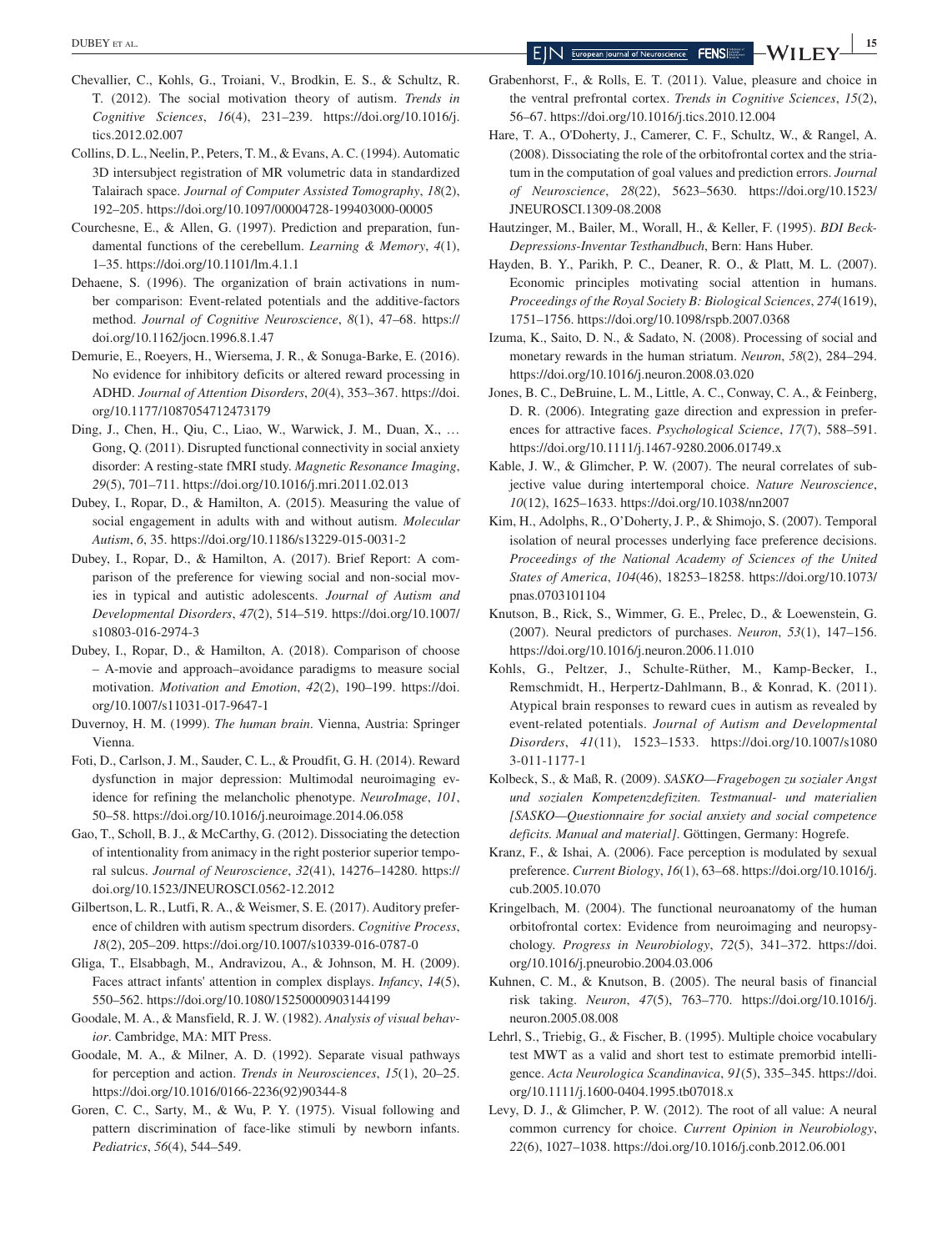Chevallier, C., Kohls, G., Troiani, V., Brodkin, E. S., & Schultz, R. T. (2012). The social motivation theory of autism. *Trends in Cognitive Sciences*, *16*(4), 231–239. https://doi.org/10.1016/j.tics.2012.02.007

Collins, D. L., Neelin, P., Peters, T. M., & Evans, A. C. (1994). Automatic 3D intersubject registration of MR volumetric data in standardized Talairach space. *Journal of Computer Assisted Tomography*, *18*(2), 192–205. https://doi.org/10.1097/00004728-199403000-00005

Courchesne, E., & Allen, G. (1997). Prediction and preparation, fundamental functions of the cerebellum. *Learning & Memory*, *4*(1), 1–35. https://doi.org/10.1101/lm.4.1.1

Dehaene, S. (1996). The organization of brain activations in number comparison: Event-related potentials and the additive-factors method. *Journal of Cognitive Neuroscience*, *8*(1), 47–68. https://doi.org/10.1162/jocn.1996.8.1.47

Demurie, E., Roeyers, H., Wiersema, J. R., & Sonuga-Barke, E. (2016). No evidence for inhibitory deficits or altered reward processing in ADHD. *Journal of Attention Disorders*, *20*(4), 353–367. https://doi.org/10.1177/1087054712473179

Ding, J., Chen, H., Qiu, C., Liao, W., Warwick, J. M., Duan, X., … Gong, Q. (2011). Disrupted functional connectivity in social anxiety disorder: A resting-state fMRI study. *Magnetic Resonance Imaging*, *29*(5), 701–711. https://doi.org/10.1016/j.mri.2011.02.013

Dubey, I., Ropar, D., & Hamilton, A. (2015). Measuring the value of social engagement in adults with and without autism. *Molecular Autism*, *6*, 35. https://doi.org/10.1186/s13229-015-0031-2

Dubey, I., Ropar, D., & Hamilton, A. (2017). Brief Report: A comparison of the preference for viewing social and non-social movies in typical and autistic adolescents. *Journal of Autism and Developmental Disorders*, *47*(2), 514–519. https://doi.org/10.1007/s10803-016-2974-3

Dubey, I., Ropar, D., & Hamilton, A. (2018). Comparison of choose – A-movie and approach–avoidance paradigms to measure social motivation. *Motivation and Emotion*, *42*(2), 190–199. https://doi.org/10.1007/s11031-017-9647-1

Duvernoy, H. M. (1999). *The human brain*. Vienna, Austria: Springer Vienna.

Foti, D., Carlson, J. M., Sauder, C. L., & Proudfit, G. H. (2014). Reward dysfunction in major depression: Multimodal neuroimaging evidence for refining the melancholic phenotype. *NeuroImage*, *101*, 50–58. https://doi.org/10.1016/j.neuroimage.2014.06.058

Gao, T., Scholl, B. J., & McCarthy, G. (2012). Dissociating the detection of intentionality from animacy in the right posterior superior temporal sulcus. *Journal of Neuroscience*, *32*(41), 14276–14280. https://doi.org/10.1523/JNEUROSCI.0562-12.2012

Gilbertson, L. R., Lutfi, R. A., & Weismer, S. E. (2017). Auditory preference of children with autism spectrum disorders. *Cognitive Process*, *18*(2), 205–209. https://doi.org/10.1007/s10339-016-0787-0

Gliga, T., Elsabbagh, M., Andravizou, A., & Johnson, M. H. (2009). Faces attract infants' attention in complex displays. *Infancy*, *14*(5), 550–562. https://doi.org/10.1080/15250000903144199

Goodale, M. A., & Mansfield, R. J. W. (1982). *Analysis of visual behavior*. Cambridge, MA: MIT Press.

Goodale, M. A., & Milner, A. D. (1992). Separate visual pathways for perception and action. *Trends in Neurosciences*, *15*(1), 20–25. https://doi.org/10.1016/0166-2236(92)90344-8

Goren, C. C., Sarty, M., & Wu, P. Y. (1975). Visual following and pattern discrimination of face-like stimuli by newborn infants. *Pediatrics*, *56*(4), 544–549.

Grabenhorst, F., & Rolls, E. T. (2011). Value, pleasure and choice in the ventral prefrontal cortex. *Trends in Cognitive Sciences*, *15*(2), 56–67. https://doi.org/10.1016/j.tics.2010.12.004

Hare, T. A., O'Doherty, J., Camerer, C. F., Schultz, W., & Rangel, A. (2008). Dissociating the role of the orbitofrontal cortex and the striatum in the computation of goal values and prediction errors. *Journal of Neuroscience*, *28*(22), 5623–5630. https://doi.org/10.1523/JNEUROSCI.1309-08.2008

Hautzinger, M., Bailer, M., Worall, H., & Keller, F. (1995). *BDI Beck-Depressions-Inventar Testhandbuch*, Bern: Hans Huber.

Hayden, B. Y., Parikh, P. C., Deaner, R. O., & Platt, M. L. (2007). Economic principles motivating social attention in humans. *Proceedings of the Royal Society B: Biological Sciences*, *274*(1619), 1751–1756. https://doi.org/10.1098/rspb.2007.0368

Izuma, K., Saito, D. N., & Sadato, N. (2008). Processing of social and monetary rewards in the human striatum. *Neuron*, *58*(2), 284–294. https://doi.org/10.1016/j.neuron.2008.03.020

Jones, B. C., DeBruine, L. M., Little, A. C., Conway, C. A., & Feinberg, D. R. (2006). Integrating gaze direction and expression in preferences for attractive faces. *Psychological Science*, *17*(7), 588–591. https://doi.org/10.1111/j.1467-9280.2006.01749.x

Kable, J. W., & Glimcher, P. W. (2007). The neural correlates of subjective value during intertemporal choice. *Nature Neuroscience*, *10*(12), 1625–1633. https://doi.org/10.1038/nn2007

Kim, H., Adolphs, R., O'Doherty, J. P., & Shimojo, S. (2007). Temporal isolation of neural processes underlying face preference decisions. *Proceedings of the National Academy of Sciences of the United States of America*, *104*(46), 18253–18258. https://doi.org/10.1073/pnas.0703101104

Knutson, B., Rick, S., Wimmer, G. E., Prelec, D., & Loewenstein, G. (2007). Neural predictors of purchases. *Neuron*, *53*(1), 147–156. https://doi.org/10.1016/j.neuron.2006.11.010

Kohls, G., Peltzer, J., Schulte-Rüther, M., Kamp-Becker, I., Remschmidt, H., Herpertz-Dahlmann, B., & Konrad, K. (2011). Atypical brain responses to reward cues in autism as revealed by event-related potentials. *Journal of Autism and Developmental Disorders*, *41*(11), 1523–1533. https://doi.org/10.1007/s10803-011-1177-1

Kolbeck, S., & Maß, R. (2009). *SASKO—Fragebogen zu sozialer Angst und sozialen Kompetenzdefiziten. Testmanual- und materialien [SASKO—Questionnaire for social anxiety and social competence deficits. Manual and material]*. Göttingen, Germany: Hogrefe.

Kranz, F., & Ishai, A. (2006). Face perception is modulated by sexual preference. *Current Biology*, *16*(1), 63–68. https://doi.org/10.1016/j.cub.2005.10.070

Kringelbach, M. (2004). The functional neuroanatomy of the human orbitofrontal cortex: Evidence from neuroimaging and neuropsychology. *Progress in Neurobiology*, *72*(5), 341–372. https://doi.org/10.1016/j.pneurobio.2004.03.006

Kuhnen, C. M., & Knutson, B. (2005). The neural basis of financial risk taking. *Neuron*, *47*(5), 763–770. https://doi.org/10.1016/j.neuron.2005.08.008

Lehrl, S., Triebig, G., & Fischer, B. (1995). Multiple choice vocabulary test MWT as a valid and short test to estimate premorbid intelligence. *Acta Neurologica Scandinavica*, *91*(5), 335–345. https://doi.org/10.1111/j.1600-0404.1995.tb07018.x

Levy, D. J., & Glimcher, P. W. (2012). The root of all value: A neural common currency for choice. *Current Opinion in Neurobiology*, *22*(6), 1027–1038. https://doi.org/10.1016/j.conb.2012.06.001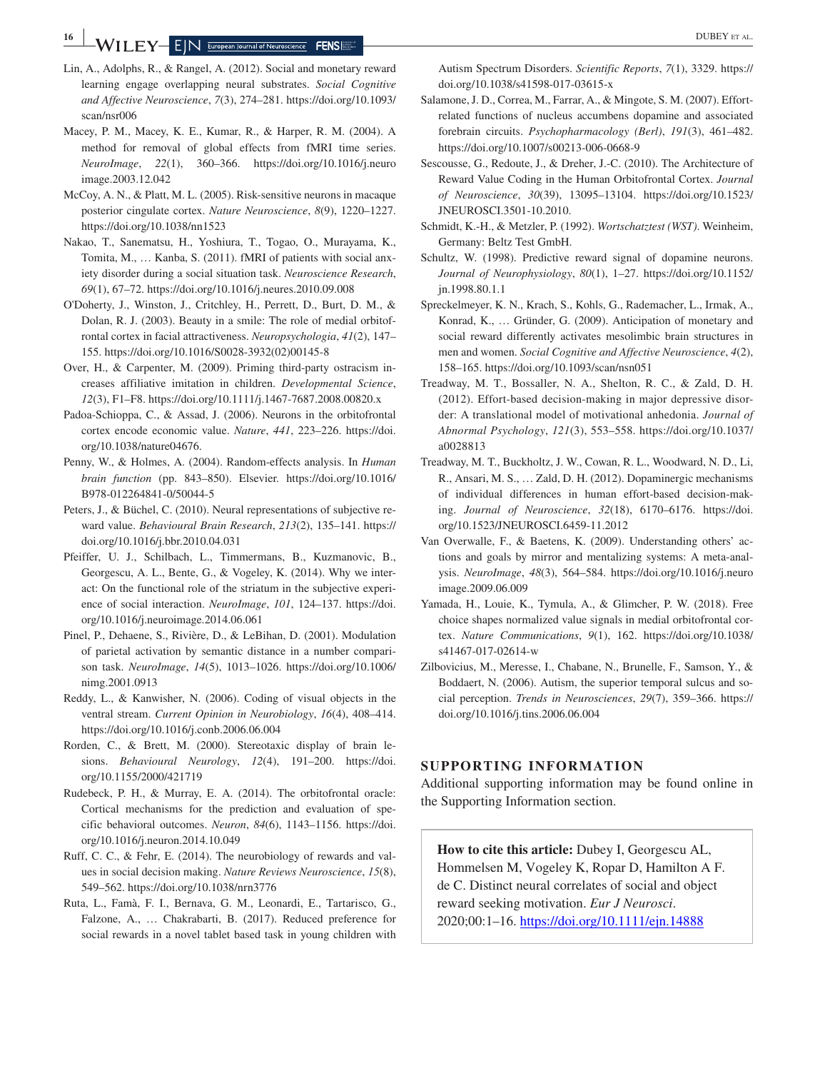Lin, A., Adolphs, R., & Rangel, A. (2012). Social and monetary reward learning engage overlapping neural substrates. *Social Cognitive and Affective Neuroscience*, *7*(3), 274–281. https://doi.org/10.1093/scan/nsr006

Macey, P. M., Macey, K. E., Kumar, R., & Harper, R. M. (2004). A method for removal of global effects from fMRI time series. *NeuroImage*, *22*(1), 360–366. https://doi.org/10.1016/j.neuroimage.2003.12.042

McCoy, A. N., & Platt, M. L. (2005). Risk-sensitive neurons in macaque posterior cingulate cortex. *Nature Neuroscience*, *8*(9), 1220–1227. https://doi.org/10.1038/nn1523

Nakao, T., Sanematsu, H., Yoshiura, T., Togao, O., Murayama, K., Tomita, M., … Kanba, S. (2011). fMRI of patients with social anxiety disorder during a social situation task. *Neuroscience Research*, *69*(1), 67–72. https://doi.org/10.1016/j.neures.2010.09.008

O'Doherty, J., Winston, J., Critchley, H., Perrett, D., Burt, D. M., & Dolan, R. J. (2003). Beauty in a smile: The role of medial orbitofrontal cortex in facial attractiveness. *Neuropsychologia*, *41*(2), 147–155. https://doi.org/10.1016/S0028-3932(02)00145-8

Over, H., & Carpenter, M. (2009). Priming third-party ostracism increases affiliative imitation in children. *Developmental Science*, *12*(3), F1–F8. https://doi.org/10.1111/j.1467-7687.2008.00820.x

Padoa-Schioppa, C., & Assad, J. (2006). Neurons in the orbitofrontal cortex encode economic value. *Nature*, *441*, 223–226. https://doi.org/10.1038/nature04676.

Penny, W., & Holmes, A. (2004). Random-effects analysis. In *Human brain function* (pp. 843–850). Elsevier. https://doi.org/10.1016/B978-012264841-0/50044-5

Peters, J., & Büchel, C. (2010). Neural representations of subjective reward value. *Behavioural Brain Research*, *213*(2), 135–141. https://doi.org/10.1016/j.bbr.2010.04.031

Pfeiffer, U. J., Schilbach, L., Timmermans, B., Kuzmanovic, B., Georgescu, A. L., Bente, G., & Vogeley, K. (2014). Why we interact: On the functional role of the striatum in the subjective experience of social interaction. *NeuroImage*, *101*, 124–137. https://doi.org/10.1016/j.neuroimage.2014.06.061

Pinel, P., Dehaene, S., Rivière, D., & LeBihan, D. (2001). Modulation of parietal activation by semantic distance in a number comparison task. *NeuroImage*, *14*(5), 1013–1026. https://doi.org/10.1006/nimg.2001.0913

Reddy, L., & Kanwisher, N. (2006). Coding of visual objects in the ventral stream. *Current Opinion in Neurobiology*, *16*(4), 408–414. https://doi.org/10.1016/j.conb.2006.06.004

Rorden, C., & Brett, M. (2000). Stereotaxic display of brain lesions. *Behavioural Neurology*, *12*(4), 191–200. https://doi.org/10.1155/2000/421719

Rudebeck, P. H., & Murray, E. A. (2014). The orbitofrontal oracle: Cortical mechanisms for the prediction and evaluation of specific behavioral outcomes. *Neuron*, *84*(6), 1143–1156. https://doi.org/10.1016/j.neuron.2014.10.049

Ruff, C. C., & Fehr, E. (2014). The neurobiology of rewards and values in social decision making. *Nature Reviews Neuroscience*, *15*(8), 549–562. https://doi.org/10.1038/nrn3776

Ruta, L., Famà, F. I., Bernava, G. M., Leonardi, E., Tartarisco, G., Falzone, A., … Chakrabarti, B. (2017). Reduced preference for social rewards in a novel tablet based task in young children with Autism Spectrum Disorders. *Scientific Reports*, *7*(1), 3329. https://doi.org/10.1038/s41598-017-03615-x

Salamone, J. D., Correa, M., Farrar, A., & Mingote, S. M. (2007). Effort-related functions of nucleus accumbens dopamine and associated forebrain circuits. *Psychopharmacology (Berl)*, *191*(3), 461–482. https://doi.org/10.1007/s00213-006-0668-9

Sescousse, G., Redoute, J., & Dreher, J.-C. (2010). The Architecture of Reward Value Coding in the Human Orbitofrontal Cortex. *Journal of Neuroscience*, *30*(39), 13095–13104. https://doi.org/10.1523/JNEUROSCI.3501-10.2010.

Schmidt, K.-H., & Metzler, P. (1992). *Wortschatztest (WST)*. Weinheim, Germany: Beltz Test GmbH.

Schultz, W. (1998). Predictive reward signal of dopamine neurons. *Journal of Neurophysiology*, *80*(1), 1–27. https://doi.org/10.1152/jn.1998.80.1.1

Spreckelmeyer, K. N., Krach, S., Kohls, G., Rademacher, L., Irmak, A., Konrad, K., … Gründer, G. (2009). Anticipation of monetary and social reward differently activates mesolimbic brain structures in men and women. *Social Cognitive and Affective Neuroscience*, *4*(2), 158–165. https://doi.org/10.1093/scan/nsn051

Treadway, M. T., Bossaller, N. A., Shelton, R. C., & Zald, D. H. (2012). Effort-based decision-making in major depressive disorder: A translational model of motivational anhedonia. *Journal of Abnormal Psychology*, *121*(3), 553–558. https://doi.org/10.1037/a0028813

Treadway, M. T., Buckholtz, J. W., Cowan, R. L., Woodward, N. D., Li, R., Ansari, M. S., … Zald, D. H. (2012). Dopaminergic mechanisms of individual differences in human effort-based decision-making. *Journal of Neuroscience*, *32*(18), 6170–6176. https://doi.org/10.1523/JNEUROSCI.6459-11.2012

Van Overwalle, F., & Baetens, K. (2009). Understanding others' actions and goals by mirror and mentalizing systems: A meta-analysis. *NeuroImage*, *48*(3), 564–584. https://doi.org/10.1016/j.neuroimage.2009.06.009

Yamada, H., Louie, K., Tymula, A., & Glimcher, P. W. (2018). Free choice shapes normalized value signals in medial orbitofrontal cortex. *Nature Communications*, *9*(1), 162. https://doi.org/10.1038/s41467-017-02614-w

Zilbovicius, M., Meresse, I., Chabane, N., Brunelle, F., Samson, Y., & Boddaert, N. (2006). Autism, the superior temporal sulcus and social perception. *Trends in Neurosciences*, *29*(7), 359–366. https://doi.org/10.1016/j.tins.2006.06.004

## SUPPORTING INFORMATION

Additional supporting information may be found online in the Supporting Information section.

**How to cite this article:** Dubey I, Georgescu AL, Hommelsen M, Vogeley K, Ropar D, Hamilton A F. de C. Distinct neural correlates of social and object reward seeking motivation. *Eur J Neurosci*. 2020;00:1–16. https://doi.org/10.1111/ejn.14888